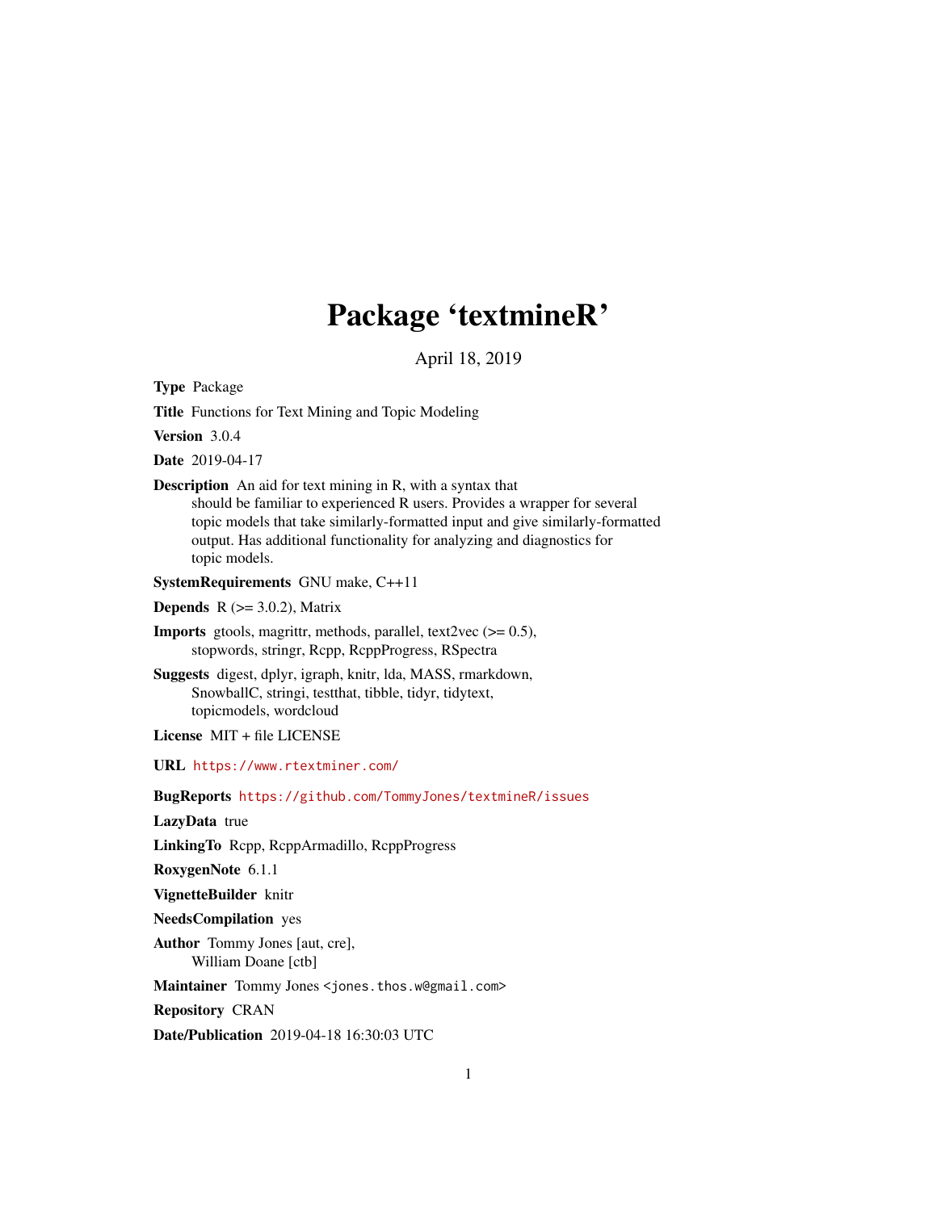# Package 'textmineR'

April 18, 2019

**Type** Package

**Title** Functions for Text Mining and Topic Modeling

**Version** 3.0.4

**Date** 2019-04-17

**Description** An aid for text mining in R, with a syntax that should be familiar to experienced R users. Provides a wrapper for several topic models that take similarly-formatted input and give similarly-formatted output. Has additional functionality for analyzing and diagnostics for topic models.

**SystemRequirements** GNU make, C++11

**Depends** R (>= 3.0.2), Matrix

**Imports** gtools, magrittr, methods, parallel, text2vec (>= 0.5), stopwords, stringr, Rcpp, RcppProgress, RSpectra

**Suggests** digest, dplyr, igraph, knitr, lda, MASS, rmarkdown, SnowballC, stringi, testthat, tibble, tidyr, tidytext, topicmodels, wordcloud

**License** MIT + file LICENSE

**URL** https://www.rtextminer.com/

**BugReports** https://github.com/TommyJones/textmineR/issues

**LazyData** true

**LinkingTo** Rcpp, RcppArmadillo, RcppProgress

**RoxygenNote** 6.1.1

**VignetteBuilder** knitr

**NeedsCompilation** yes

**Author** Tommy Jones [aut, cre], William Doane [ctb]

**Maintainer** Tommy Jones <jones.thos.w@gmail.com>

**Repository** CRAN

**Date/Publication** 2019-04-18 16:30:03 UTC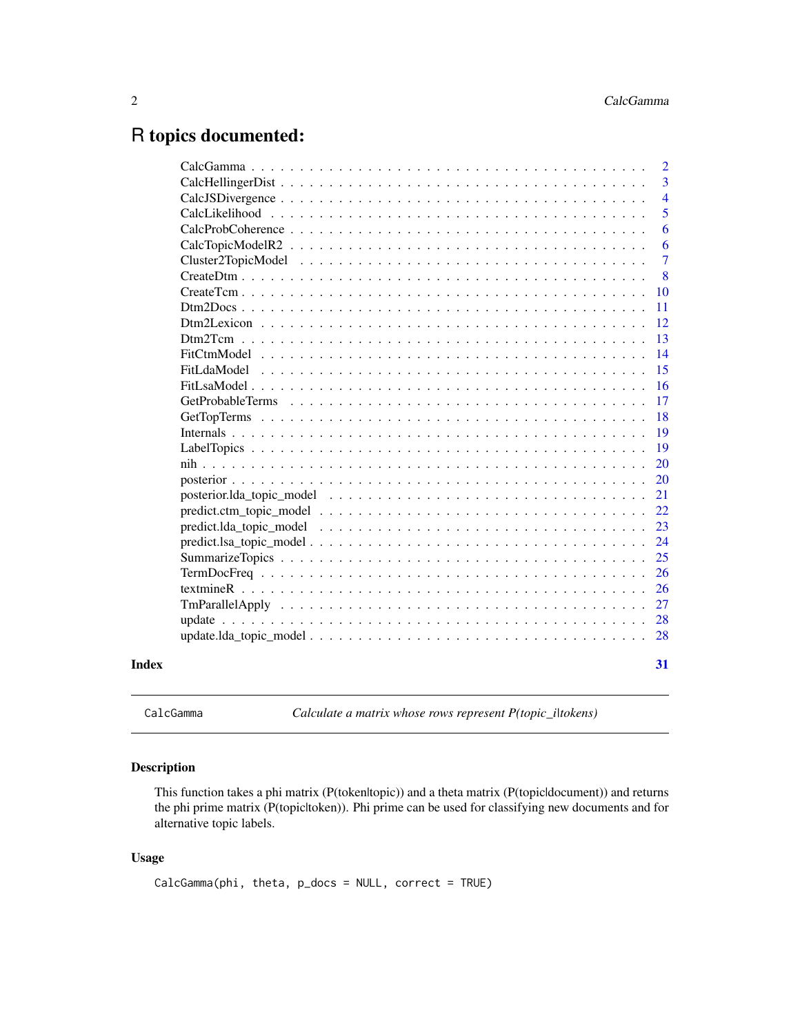# R topics documented:

| | |
|---|---|
| CalcGamma | 2 |
| CalcHellingerDist | 3 |
| CalcJSDivergence | 4 |
| CalcLikelihood | 5 |
| CalcProbCoherence | 6 |
| CalcTopicModelR2 | 6 |
| Cluster2TopicModel | 7 |
| CreateDtm | 8 |
| CreateTcm | 10 |
| Dtm2Docs | 11 |
| Dtm2Lexicon | 12 |
| Dtm2Tcm | 13 |
| FitCtmModel | 14 |
| FitLdaModel | 15 |
| FitLsaModel | 16 |
| GetProbableTerms | 17 |
| GetTopTerms | 18 |
| Internals | 19 |
| LabelTopics | 19 |
| nih | 20 |
| posterior | 20 |
| posterior.lda_topic_model | 21 |
| predict.ctm_topic_model | 22 |
| predict.lda_topic_model | 23 |
| predict.lsa_topic_model | 24 |
| SummarizeTopics | 25 |
| TermDocFreq | 26 |
| textmineR | 26 |
| TmParallelApply | 27 |
| update | 28 |
| update.lda_topic_model | 28 |

**Index** 31

---

`CalcGamma` *Calculate a matrix whose rows represent P(topic_i|tokens)*

---

## Description

This function takes a phi matrix (P(token|topic)) and a theta matrix (P(topic|document)) and returns the phi prime matrix (P(topic|token)). Phi prime can be used for classifying new documents and for alternative topic labels.

## Usage

```
CalcGamma(phi, theta, p_docs = NULL, correct = TRUE)
```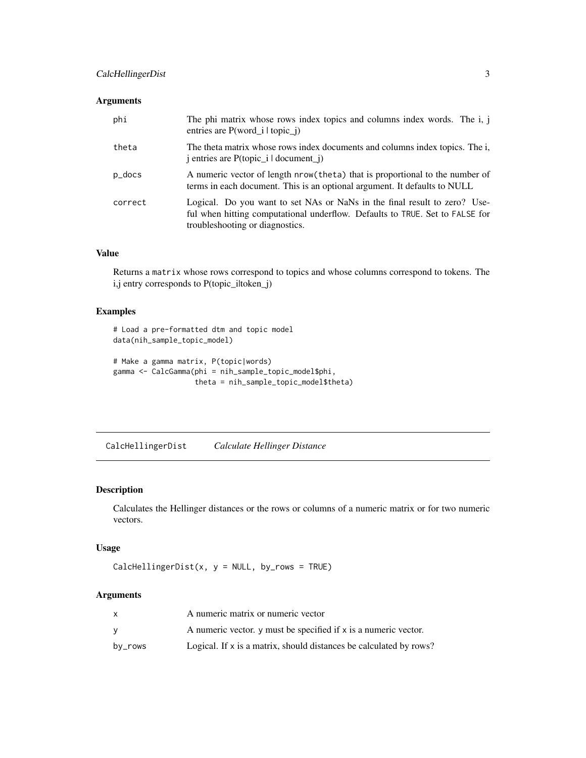## Arguments

| | |
|---|---|
| phi | The phi matrix whose rows index topics and columns index words. The i, j entries are P(word_i \| topic_j) |
| theta | The theta matrix whose rows index documents and columns index topics. The i, j entries are P(topic_i \| document_j) |
| p_docs | A numeric vector of length `nrow(theta)` that is proportional to the number of terms in each document. This is an optional argument. It defaults to NULL |
| correct | Logical. Do you want to set NAs or NaNs in the final result to zero? Useful when hitting computational underflow. Defaults to `TRUE`. Set to `FALSE` for troubleshooting or diagnostics. |

## Value

Returns a `matrix` whose rows correspond to topics and whose columns correspond to tokens. The i,j entry corresponds to P(topic_i|token_j)

## Examples

```
# Load a pre-formatted dtm and topic model
data(nih_sample_topic_model)

# Make a gamma matrix, P(topic|words)
gamma <- CalcGamma(phi = nih_sample_topic_model$phi,
                   theta = nih_sample_topic_model$theta)
```

---

# CalcHellingerDist *Calculate Hellinger Distance*

## Description

Calculates the Hellinger distances or the rows or columns of a numeric matrix or for two numeric vectors.

## Usage

```
CalcHellingerDist(x, y = NULL, by_rows = TRUE)
```

## Arguments

| | |
|---|---|
| x | A numeric matrix or numeric vector |
| y | A numeric vector. `y` must be specified if `x` is a numeric vector. |
| by_rows | Logical. If `x` is a matrix, should distances be calculated by rows? |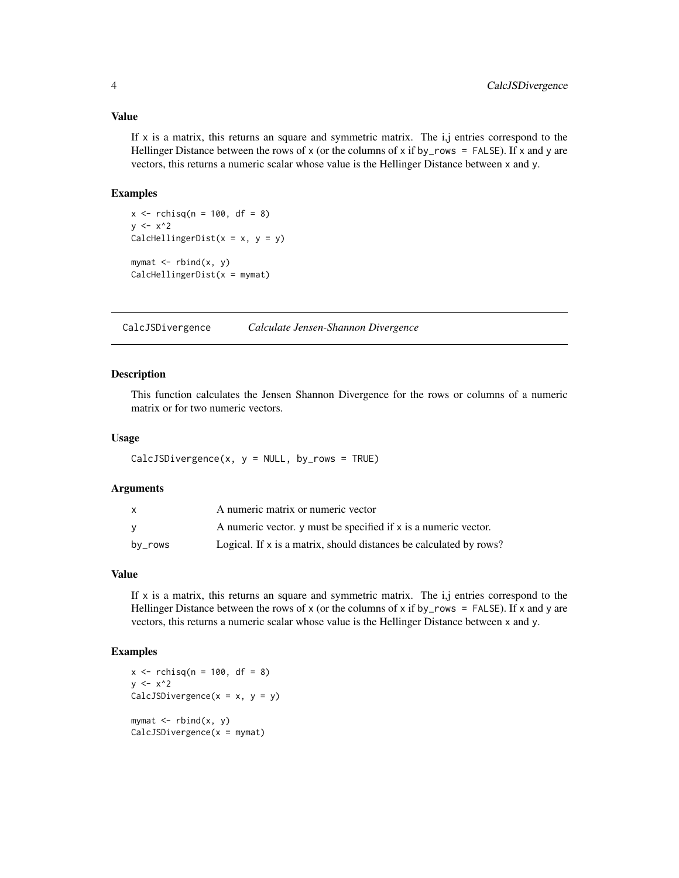### Value

If `x` is a matrix, this returns an square and symmetric matrix. The i,j entries correspond to the Hellinger Distance between the rows of `x` (or the columns of `x` if `by_rows = FALSE`). If `x` and `y` are vectors, this returns a numeric scalar whose value is the Hellinger Distance between `x` and `y`.

### Examples

```
x <- rchisq(n = 100, df = 8)
y <- x^2
CalcHellingerDist(x = x, y = y)

mymat <- rbind(x, y)
CalcHellingerDist(x = mymat)
```

---

## CalcJSDivergence *Calculate Jensen-Shannon Divergence*

---

### Description

This function calculates the Jensen Shannon Divergence for the rows or columns of a numeric matrix or for two numeric vectors.

### Usage

```
CalcJSDivergence(x, y = NULL, by_rows = TRUE)
```

### Arguments

| | |
|---|---|
| `x` | A numeric matrix or numeric vector |
| `y` | A numeric vector. `y` must be specified if `x` is a numeric vector. |
| `by_rows` | Logical. If `x` is a matrix, should distances be calculated by rows? |

### Value

If `x` is a matrix, this returns an square and symmetric matrix. The i,j entries correspond to the Hellinger Distance between the rows of `x` (or the columns of `x` if `by_rows = FALSE`). If `x` and `y` are vectors, this returns a numeric scalar whose value is the Hellinger Distance between `x` and `y`.

### Examples

```
x <- rchisq(n = 100, df = 8)
y <- x^2
CalcJSDivergence(x = x, y = y)

mymat <- rbind(x, y)
CalcJSDivergence(x = mymat)
```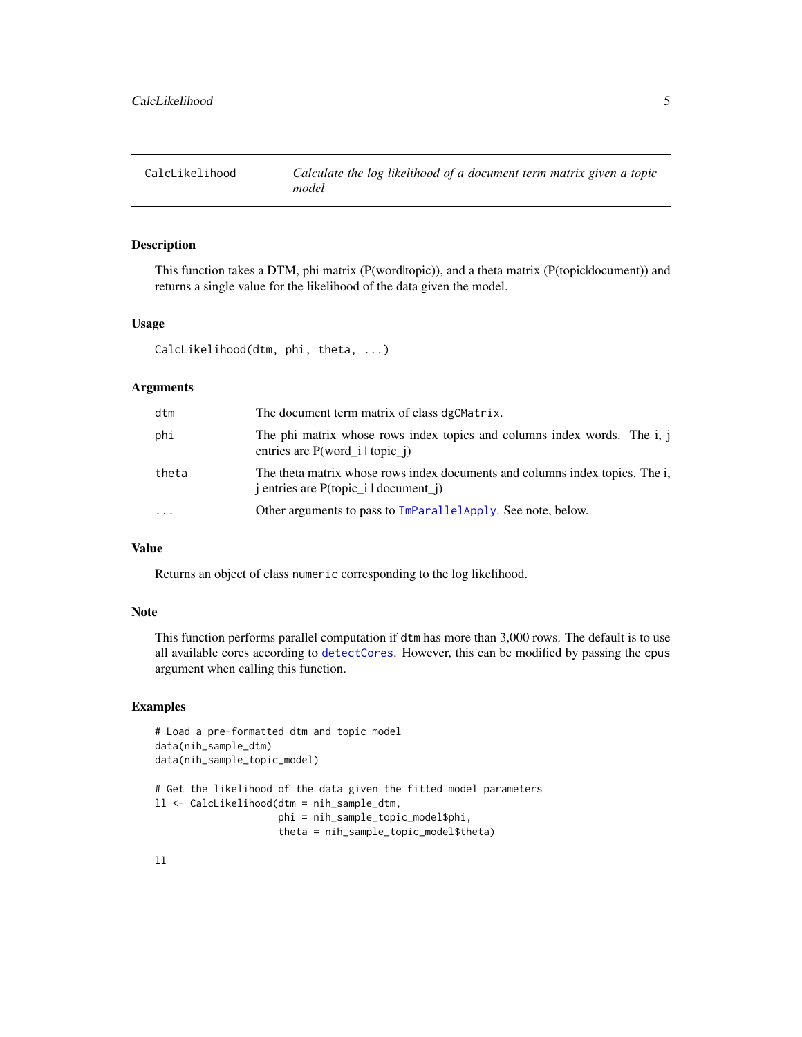# CalcLikelihood

*Calculate the log likelihood of a document term matrix given a topic model*

## Description

This function takes a DTM, phi matrix (P(word|topic)), and a theta matrix (P(topic|document)) and returns a single value for the likelihood of the data given the model.

## Usage

```
CalcLikelihood(dtm, phi, theta, ...)
```

## Arguments

| | |
|---|---|
| dtm | The document term matrix of class `dgCMatrix`. |
| phi | The phi matrix whose rows index topics and columns index words. The i, j entries are P(word_i \| topic_j) |
| theta | The theta matrix whose rows index documents and columns index topics. The i, j entries are P(topic_i \| document_j) |
| ... | Other arguments to pass to `TmParallelApply`. See note, below. |

## Value

Returns an object of class `numeric` corresponding to the log likelihood.

## Note

This function performs parallel computation if `dtm` has more than 3,000 rows. The default is to use all available cores according to `detectCores`. However, this can be modified by passing the `cpus` argument when calling this function.

## Examples

```
# Load a pre-formatted dtm and topic model
data(nih_sample_dtm)
data(nih_sample_topic_model)

# Get the likelihood of the data given the fitted model parameters
ll <- CalcLikelihood(dtm = nih_sample_dtm,
                     phi = nih_sample_topic_model$phi,
                     theta = nih_sample_topic_model$theta)

ll
```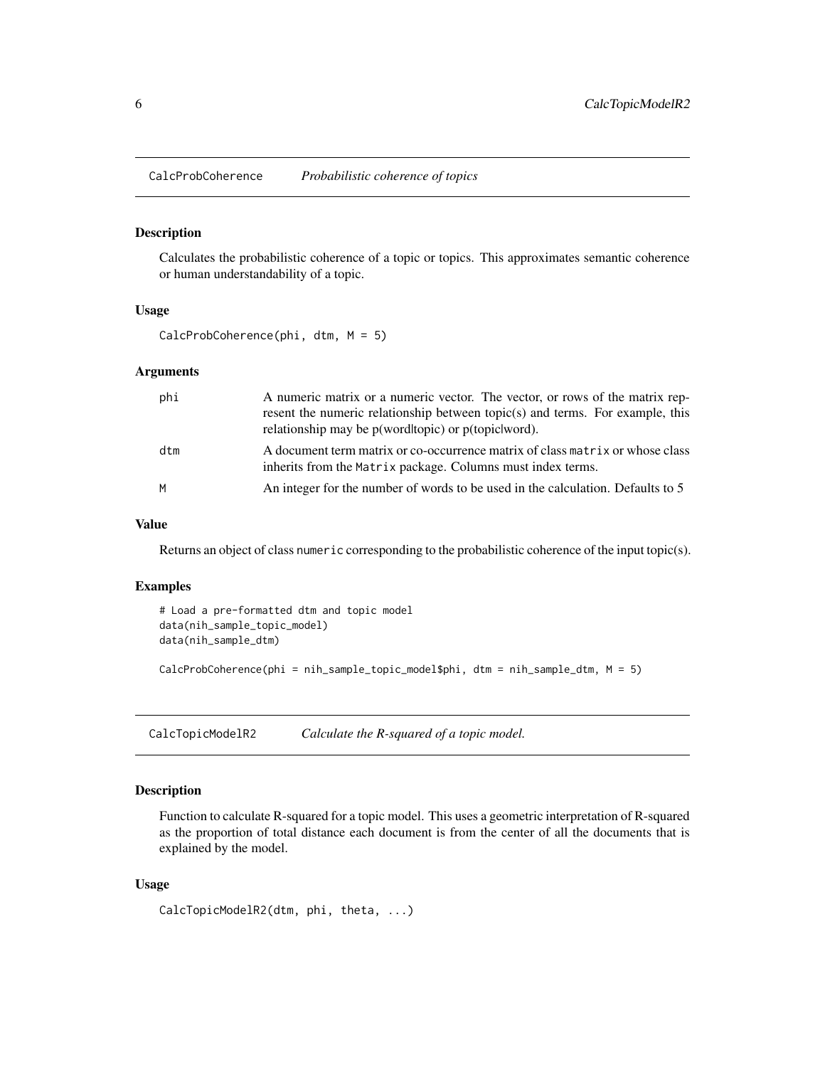## CalcProbCoherence *Probabilistic coherence of topics*

### Description

Calculates the probabilistic coherence of a topic or topics. This approximates semantic coherence or human understandability of a topic.

### Usage

```
CalcProbCoherence(phi, dtm, M = 5)
```

### Arguments

| | |
|---|---|
| phi | A numeric matrix or a numeric vector. The vector, or rows of the matrix represent the numeric relationship between topic(s) and terms. For example, this relationship may be p(word\|topic) or p(topic\|word). |
| dtm | A document term matrix or co-occurrence matrix of class `matrix` or whose class inherits from the `Matrix` package. Columns must index terms. |
| M | An integer for the number of words to be used in the calculation. Defaults to 5 |

### Value

Returns an object of class `numeric` corresponding to the probabilistic coherence of the input topic(s).

### Examples

```
# Load a pre-formatted dtm and topic model
data(nih_sample_topic_model)
data(nih_sample_dtm)

CalcProbCoherence(phi = nih_sample_topic_model$phi, dtm = nih_sample_dtm, M = 5)
```

## CalcTopicModelR2 *Calculate the R-squared of a topic model.*

### Description

Function to calculate R-squared for a topic model. This uses a geometric interpretation of R-squared as the proportion of total distance each document is from the center of all the documents that is explained by the model.

### Usage

```
CalcTopicModelR2(dtm, phi, theta, ...)
```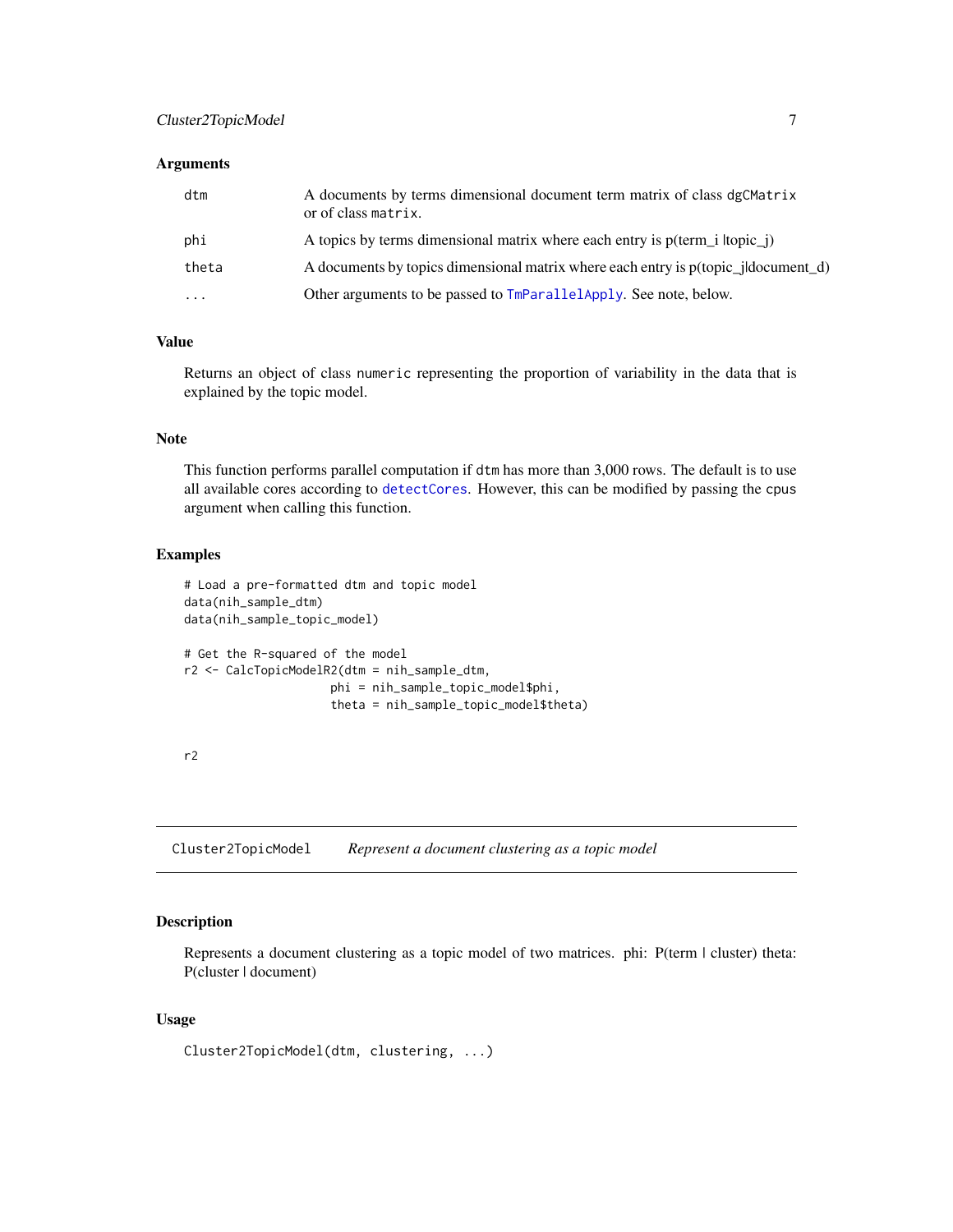### Arguments

| | |
|---|---|
| `dtm` | A documents by terms dimensional document term matrix of class `dgCMatrix` or of class `matrix`. |
| `phi` | A topics by terms dimensional matrix where each entry is p(term_i \|topic_j) |
| `theta` | A documents by topics dimensional matrix where each entry is p(topic_j\|document_d) |
| `...` | Other arguments to be passed to `TmParallelApply`. See note, below. |

### Value

Returns an object of class `numeric` representing the proportion of variability in the data that is explained by the topic model.

### Note

This function performs parallel computation if `dtm` has more than 3,000 rows. The default is to use all available cores according to `detectCores`. However, this can be modified by passing the `cpus` argument when calling this function.

### Examples

```
# Load a pre-formatted dtm and topic model
data(nih_sample_dtm)
data(nih_sample_topic_model)

# Get the R-squared of the model
r2 <- CalcTopicModelR2(dtm = nih_sample_dtm,
                       phi = nih_sample_topic_model$phi,
                       theta = nih_sample_topic_model$theta)


r2
```

---

## Cluster2TopicModel    *Represent a document clustering as a topic model*

---

### Description

Represents a document clustering as a topic model of two matrices. phi: P(term | cluster) theta: P(cluster | document)

### Usage

```
Cluster2TopicModel(dtm, clustering, ...)
```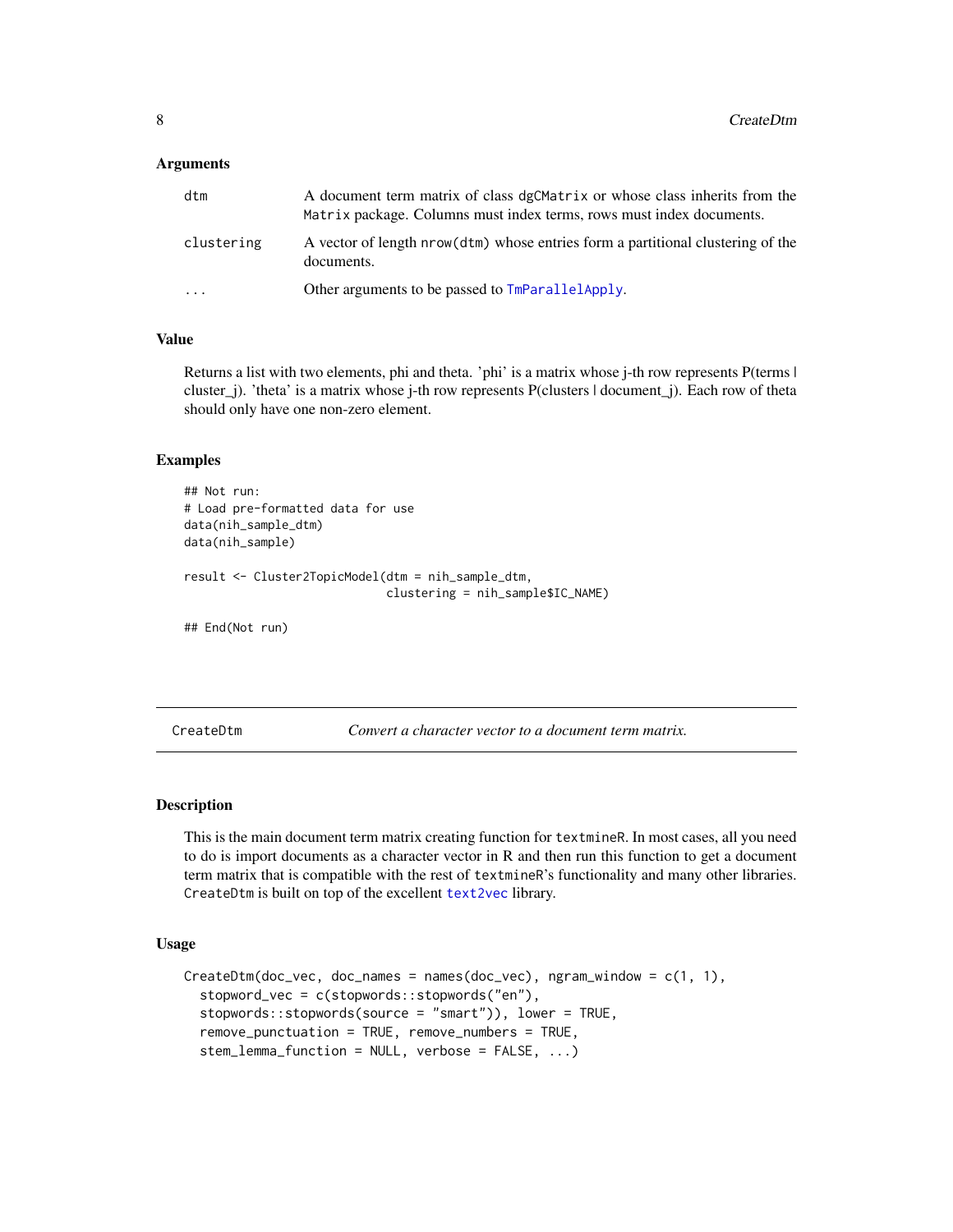### Arguments

| | |
|---|---|
| dtm | A document term matrix of class `dgCMatrix` or whose class inherits from the `Matrix` package. Columns must index terms, rows must index documents. |
| clustering | A vector of length `nrow(dtm)` whose entries form a partitional clustering of the documents. |
| ... | Other arguments to be passed to `TmParallelApply`. |

### Value

Returns a list with two elements, phi and theta. 'phi' is a matrix whose j-th row represents P(terms | cluster_j). 'theta' is a matrix whose j-th row represents P(clusters | document_j). Each row of theta should only have one non-zero element.

### Examples

```
## Not run:
# Load pre-formatted data for use
data(nih_sample_dtm)
data(nih_sample)

result <- Cluster2TopicModel(dtm = nih_sample_dtm,
                              clustering = nih_sample$IC_NAME)

## End(Not run)
```

---

## CreateDtm — *Convert a character vector to a document term matrix.*

### Description

This is the main document term matrix creating function for `textmineR`. In most cases, all you need to do is import documents as a character vector in R and then run this function to get a document term matrix that is compatible with the rest of `textmineR`'s functionality and many other libraries. `CreateDtm` is built on top of the excellent `text2vec` library.

### Usage

```
CreateDtm(doc_vec, doc_names = names(doc_vec), ngram_window = c(1, 1),
  stopword_vec = c(stopwords::stopwords("en"),
  stopwords::stopwords(source = "smart")), lower = TRUE,
  remove_punctuation = TRUE, remove_numbers = TRUE,
  stem_lemma_function = NULL, verbose = FALSE, ...)
```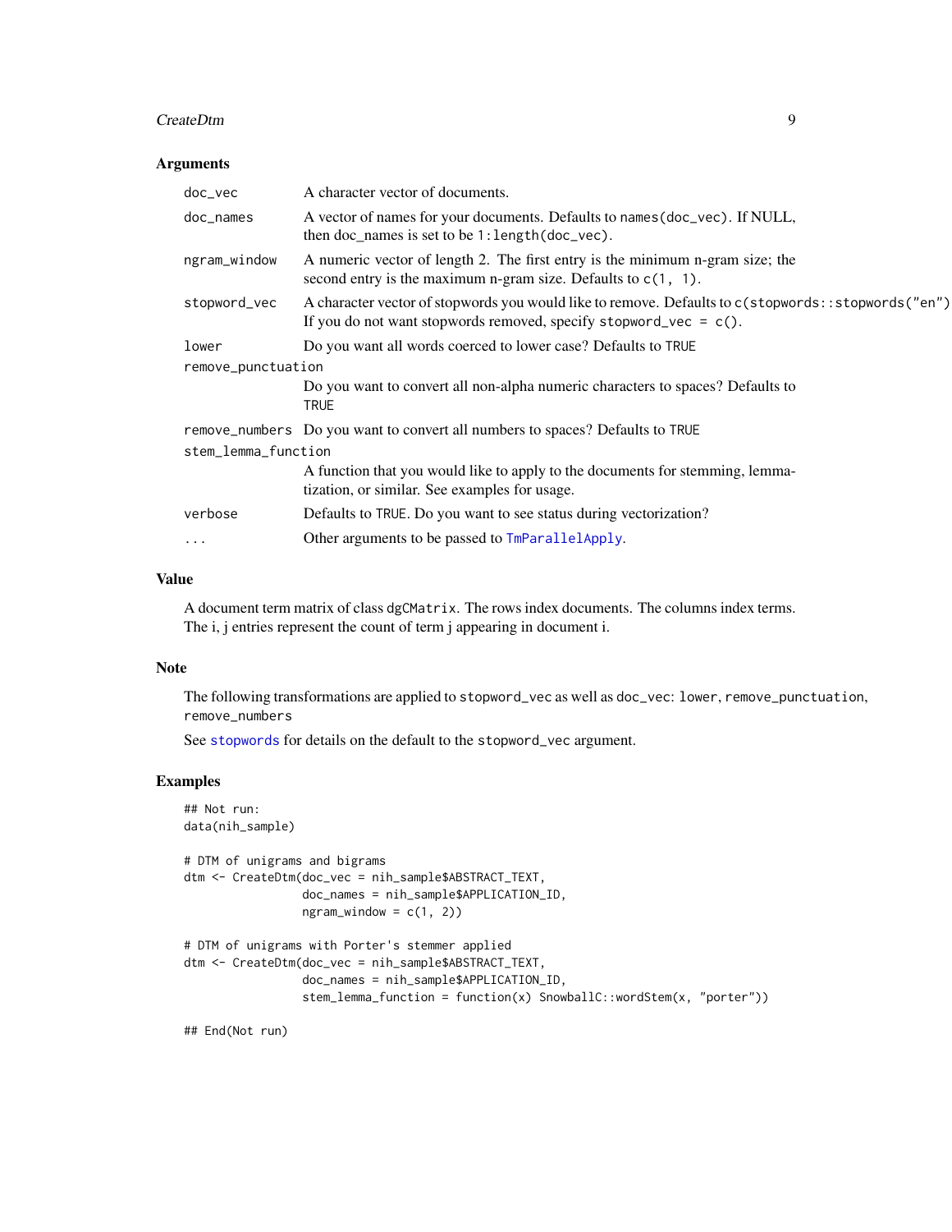## Arguments

| Argument | Description |
|---|---|
| `doc_vec` | A character vector of documents. |
| `doc_names` | A vector of names for your documents. Defaults to `names(doc_vec)`. If NULL, then doc_names is set to be `1:length(doc_vec)`. |
| `ngram_window` | A numeric vector of length 2. The first entry is the minimum n-gram size; the second entry is the maximum n-gram size. Defaults to `c(1, 1)`. |
| `stopword_vec` | A character vector of stopwords you would like to remove. Defaults to `c(stopwords::stopwords("en")` If you do not want stopwords removed, specify `stopword_vec = c()`. |
| `lower` | Do you want all words coerced to lower case? Defaults to `TRUE` |
| `remove_punctuation` | Do you want to convert all non-alpha numeric characters to spaces? Defaults to `TRUE` |
| `remove_numbers` | Do you want to convert all numbers to spaces? Defaults to `TRUE` |
| `stem_lemma_function` | A function that you would like to apply to the documents for stemming, lemmatization, or similar. See examples for usage. |
| `verbose` | Defaults to `TRUE`. Do you want to see status during vectorization? |
| `...` | Other arguments to be passed to `TmParallelApply`. |

## Value

A document term matrix of class `dgCMatrix`. The rows index documents. The columns index terms. The i, j entries represent the count of term j appearing in document i.

## Note

The following transformations are applied to `stopword_vec` as well as `doc_vec`: `lower`, `remove_punctuation`, `remove_numbers`

See `stopwords` for details on the default to the `stopword_vec` argument.

## Examples

```
## Not run:
data(nih_sample)

# DTM of unigrams and bigrams
dtm <- CreateDtm(doc_vec = nih_sample$ABSTRACT_TEXT,
                 doc_names = nih_sample$APPLICATION_ID,
                 ngram_window = c(1, 2))

# DTM of unigrams with Porter's stemmer applied
dtm <- CreateDtm(doc_vec = nih_sample$ABSTRACT_TEXT,
                 doc_names = nih_sample$APPLICATION_ID,
                 stem_lemma_function = function(x) SnowballC::wordStem(x, "porter"))

## End(Not run)
```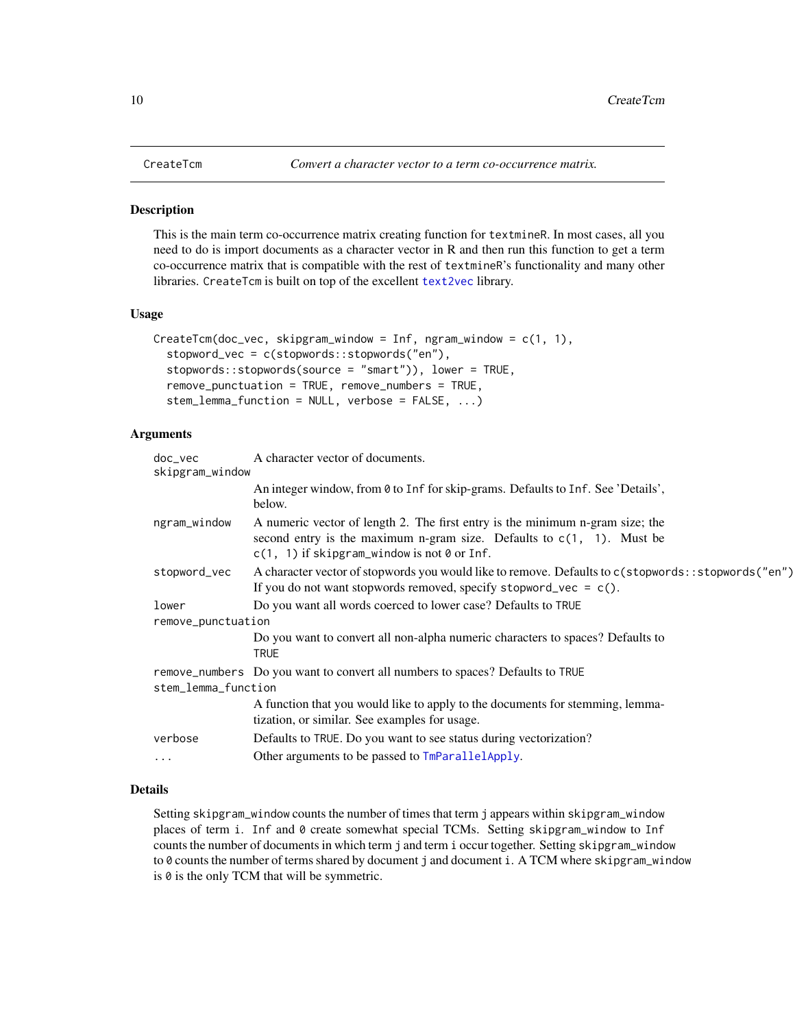## CreateTcm *Convert a character vector to a term co-occurrence matrix.*

### Description

This is the main term co-occurrence matrix creating function for textmineR. In most cases, all you need to do is import documents as a character vector in R and then run this function to get a term co-occurrence matrix that is compatible with the rest of textmineR's functionality and many other libraries. CreateTcm is built on top of the excellent text2vec library.

### Usage

```
CreateTcm(doc_vec, skipgram_window = Inf, ngram_window = c(1, 1),
  stopword_vec = c(stopwords::stopwords("en"),
  stopwords::stopwords(source = "smart")), lower = TRUE,
  remove_punctuation = TRUE, remove_numbers = TRUE,
  stem_lemma_function = NULL, verbose = FALSE, ...)
```

### Arguments

| | |
|---|---|
| doc_vec | A character vector of documents. |
| skipgram_window | An integer window, from 0 to Inf for skip-grams. Defaults to Inf. See 'Details', below. |
| ngram_window | A numeric vector of length 2. The first entry is the minimum n-gram size; the second entry is the maximum n-gram size. Defaults to c(1, 1). Must be c(1, 1) if skipgram_window is not 0 or Inf. |
| stopword_vec | A character vector of stopwords you would like to remove. Defaults to c(stopwords::stopwords("en") If you do not want stopwords removed, specify stopword_vec = c(). |
| lower | Do you want all words coerced to lower case? Defaults to TRUE |
| remove_punctuation | Do you want to convert all non-alpha numeric characters to spaces? Defaults to TRUE |
| remove_numbers | Do you want to convert all numbers to spaces? Defaults to TRUE |
| stem_lemma_function | A function that you would like to apply to the documents for stemming, lemmatization, or similar. See examples for usage. |
| verbose | Defaults to TRUE. Do you want to see status during vectorization? |
| ... | Other arguments to be passed to TmParallelApply. |

### Details

Setting skipgram_window counts the number of times that term j appears within skipgram_window places of term i. Inf and 0 create somewhat special TCMs. Setting skipgram_window to Inf counts the number of documents in which term j and term i occur together. Setting skipgram_window to 0 counts the number of terms shared by document j and document i. A TCM where skipgram_window is 0 is the only TCM that will be symmetric.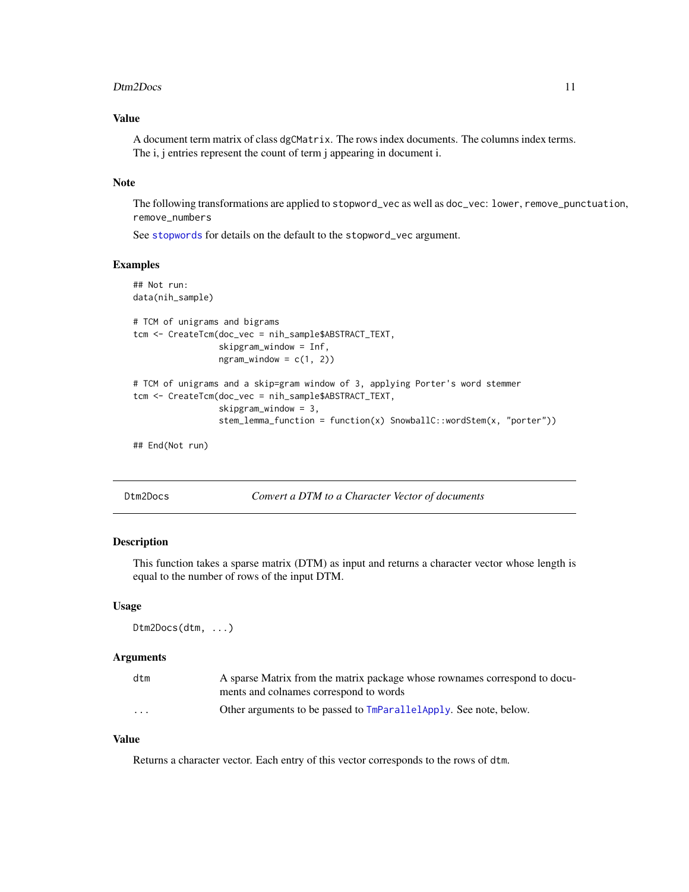### Value

A document term matrix of class dgCMatrix. The rows index documents. The columns index terms. The i, j entries represent the count of term j appearing in document i.

### Note

The following transformations are applied to stopword_vec as well as doc_vec: lower, remove_punctuation, remove_numbers

See stopwords for details on the default to the stopword_vec argument.

### Examples

```
## Not run:
data(nih_sample)

# TCM of unigrams and bigrams
tcm <- CreateTcm(doc_vec = nih_sample$ABSTRACT_TEXT,
                 skipgram_window = Inf,
                 ngram_window = c(1, 2))

# TCM of unigrams and a skip=gram window of 3, applying Porter's word stemmer
tcm <- CreateTcm(doc_vec = nih_sample$ABSTRACT_TEXT,
                 skipgram_window = 3,
                 stem_lemma_function = function(x) SnowballC::wordStem(x, "porter"))

## End(Not run)
```

---

## Dtm2Docs — *Convert a DTM to a Character Vector of documents*

### Description

This function takes a sparse matrix (DTM) as input and returns a character vector whose length is equal to the number of rows of the input DTM.

### Usage

```
Dtm2Docs(dtm, ...)
```

### Arguments

| | |
|---|---|
| dtm | A sparse Matrix from the matrix package whose rownames correspond to documents and colnames correspond to words |
| ... | Other arguments to be passed to TmParallelApply. See note, below. |

### Value

Returns a character vector. Each entry of this vector corresponds to the rows of dtm.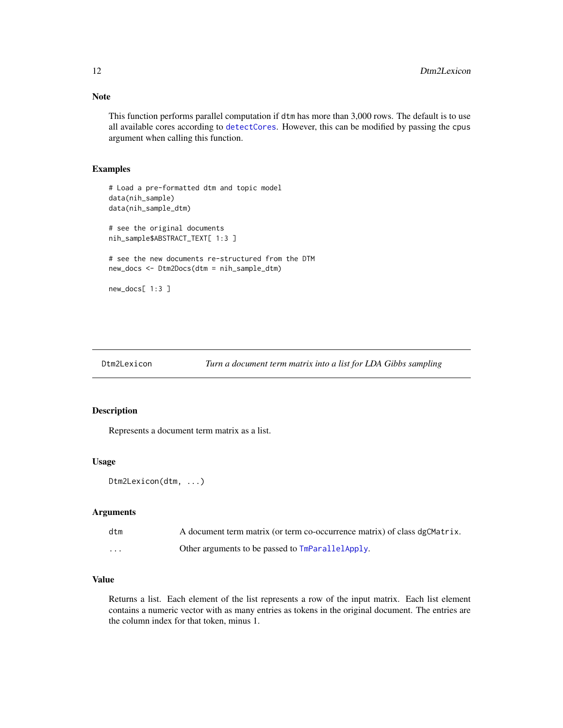### Note

This function performs parallel computation if `dtm` has more than 3,000 rows. The default is to use all available cores according to `detectCores`. However, this can be modified by passing the `cpus` argument when calling this function.

### Examples

```
# Load a pre-formatted dtm and topic model
data(nih_sample)
data(nih_sample_dtm)

# see the original documents
nih_sample$ABSTRACT_TEXT[ 1:3 ]

# see the new documents re-structured from the DTM
new_docs <- Dtm2Docs(dtm = nih_sample_dtm)

new_docs[ 1:3 ]
```

---

## Dtm2Lexicon — *Turn a document term matrix into a list for LDA Gibbs sampling*

### Description

Represents a document term matrix as a list.

### Usage

```
Dtm2Lexicon(dtm, ...)
```

### Arguments

| | |
|---|---|
| `dtm` | A document term matrix (or term co-occurrence matrix) of class `dgCMatrix`. |
| `...` | Other arguments to be passed to `TmParallelApply`. |

### Value

Returns a list. Each element of the list represents a row of the input matrix. Each list element contains a numeric vector with as many entries as tokens in the original document. The entries are the column index for that token, minus 1.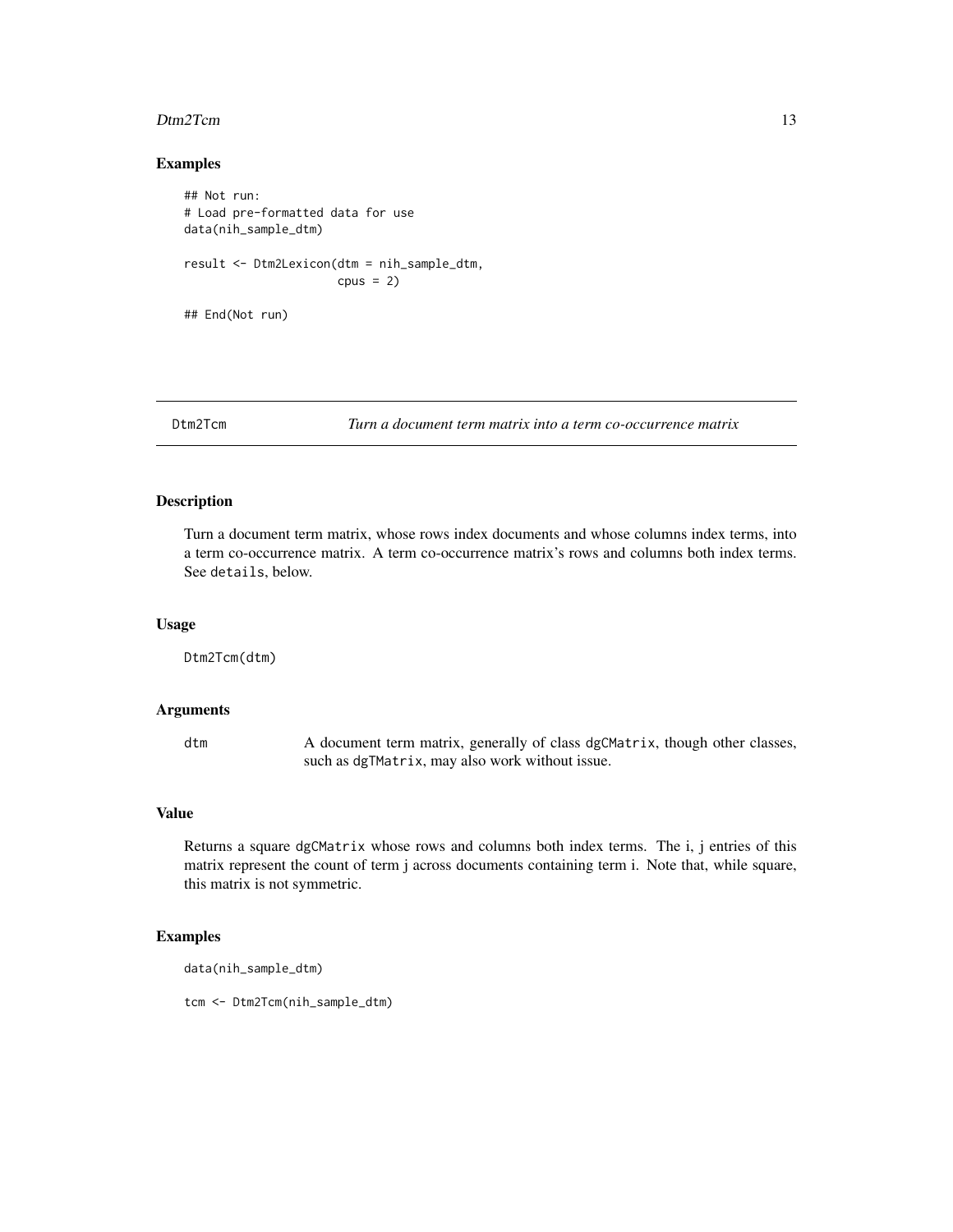### Examples

```
## Not run:
# Load pre-formatted data for use
data(nih_sample_dtm)

result <- Dtm2Lexicon(dtm = nih_sample_dtm,
                      cpus = 2)

## End(Not run)
```

---

## Dtm2Tcm — *Turn a document term matrix into a term co-occurrence matrix*

---

### Description

Turn a document term matrix, whose rows index documents and whose columns index terms, into a term co-occurrence matrix. A term co-occurrence matrix's rows and columns both index terms. See `details`, below.

### Usage

```
Dtm2Tcm(dtm)
```

### Arguments

| | |
|---|---|
| `dtm` | A document term matrix, generally of class `dgCMatrix`, though other classes, such as `dgTMatrix`, may also work without issue. |

### Value

Returns a square `dgCMatrix` whose rows and columns both index terms. The i, j entries of this matrix represent the count of term j across documents containing term i. Note that, while square, this matrix is not symmetric.

### Examples

```
data(nih_sample_dtm)

tcm <- Dtm2Tcm(nih_sample_dtm)
```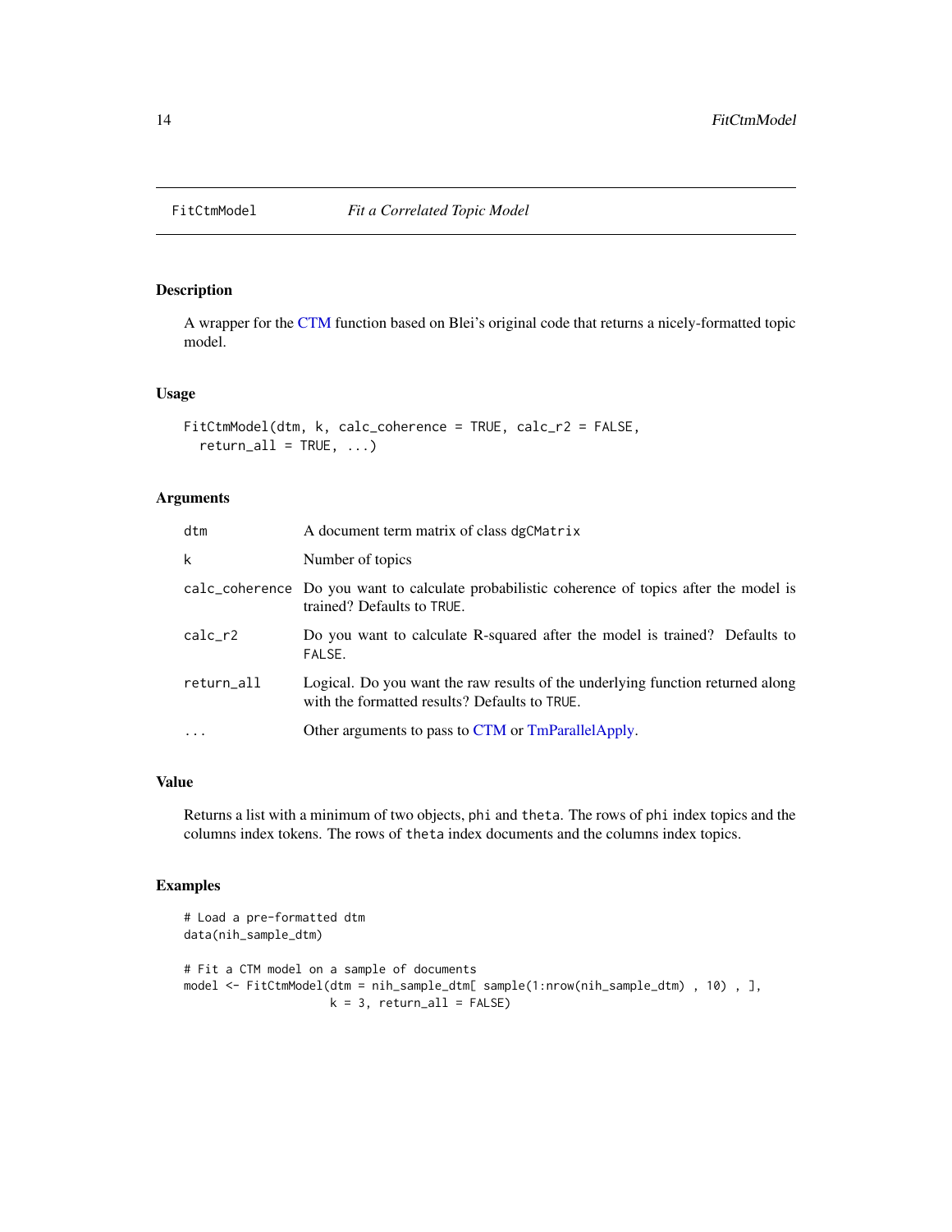# FitCtmModel — *Fit a Correlated Topic Model*

## Description

A wrapper for the CTM function based on Blei's original code that returns a nicely-formatted topic model.

## Usage

```
FitCtmModel(dtm, k, calc_coherence = TRUE, calc_r2 = FALSE,
  return_all = TRUE, ...)
```

## Arguments

| | |
|---|---|
| `dtm` | A document term matrix of class `dgCMatrix` |
| `k` | Number of topics |
| `calc_coherence` | Do you want to calculate probabilistic coherence of topics after the model is trained? Defaults to `TRUE`. |
| `calc_r2` | Do you want to calculate R-squared after the model is trained? Defaults to `FALSE`. |
| `return_all` | Logical. Do you want the raw results of the underlying function returned along with the formatted results? Defaults to `TRUE`. |
| `...` | Other arguments to pass to CTM or TmParallelApply. |

## Value

Returns a list with a minimum of two objects, `phi` and `theta`. The rows of `phi` index topics and the columns index tokens. The rows of `theta` index documents and the columns index topics.

## Examples

```
# Load a pre-formatted dtm
data(nih_sample_dtm)

# Fit a CTM model on a sample of documents
model <- FitCtmModel(dtm = nih_sample_dtm[ sample(1:nrow(nih_sample_dtm) , 10) , ],
                     k = 3, return_all = FALSE)
```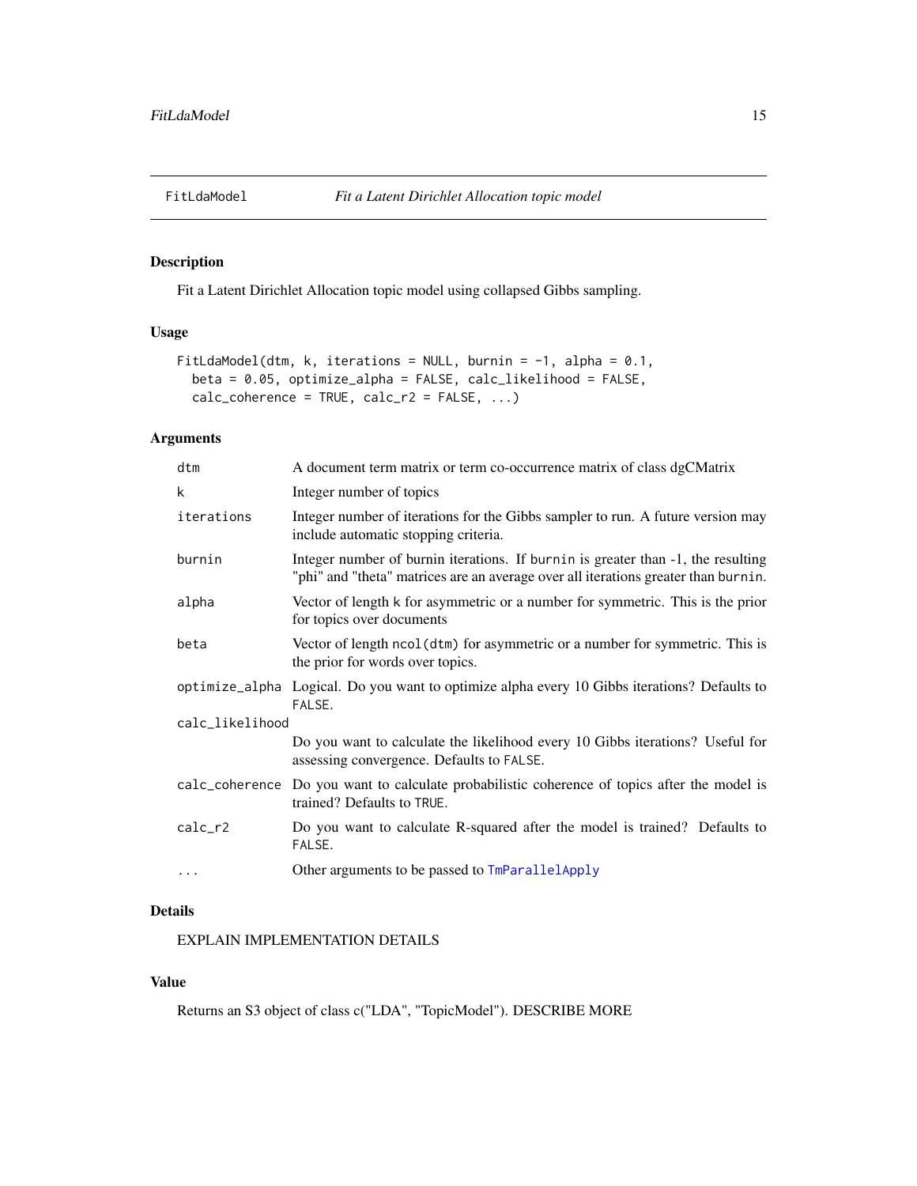## FitLdaModel — *Fit a Latent Dirichlet Allocation topic model*

### Description

Fit a Latent Dirichlet Allocation topic model using collapsed Gibbs sampling.

### Usage

```
FitLdaModel(dtm, k, iterations = NULL, burnin = -1, alpha = 0.1,
  beta = 0.05, optimize_alpha = FALSE, calc_likelihood = FALSE,
  calc_coherence = TRUE, calc_r2 = FALSE, ...)
```

### Arguments

| Argument | Description |
|---|---|
| `dtm` | A document term matrix or term co-occurrence matrix of class dgCMatrix |
| `k` | Integer number of topics |
| `iterations` | Integer number of iterations for the Gibbs sampler to run. A future version may include automatic stopping criteria. |
| `burnin` | Integer number of burnin iterations. If `burnin` is greater than -1, the resulting "phi" and "theta" matrices are an average over all iterations greater than `burnin`. |
| `alpha` | Vector of length `k` for asymmetric or a number for symmetric. This is the prior for topics over documents |
| `beta` | Vector of length `ncol(dtm)` for asymmetric or a number for symmetric. This is the prior for words over topics. |
| `optimize_alpha` | Logical. Do you want to optimize alpha every 10 Gibbs iterations? Defaults to `FALSE`. |
| `calc_likelihood` | Do you want to calculate the likelihood every 10 Gibbs iterations? Useful for assessing convergence. Defaults to `FALSE`. |
| `calc_coherence` | Do you want to calculate probabilistic coherence of topics after the model is trained? Defaults to `TRUE`. |
| `calc_r2` | Do you want to calculate R-squared after the model is trained? Defaults to `FALSE`. |
| `...` | Other arguments to be passed to `TmParallelApply` |

### Details

EXPLAIN IMPLEMENTATION DETAILS

### Value

Returns an S3 object of class c("LDA", "TopicModel"). DESCRIBE MORE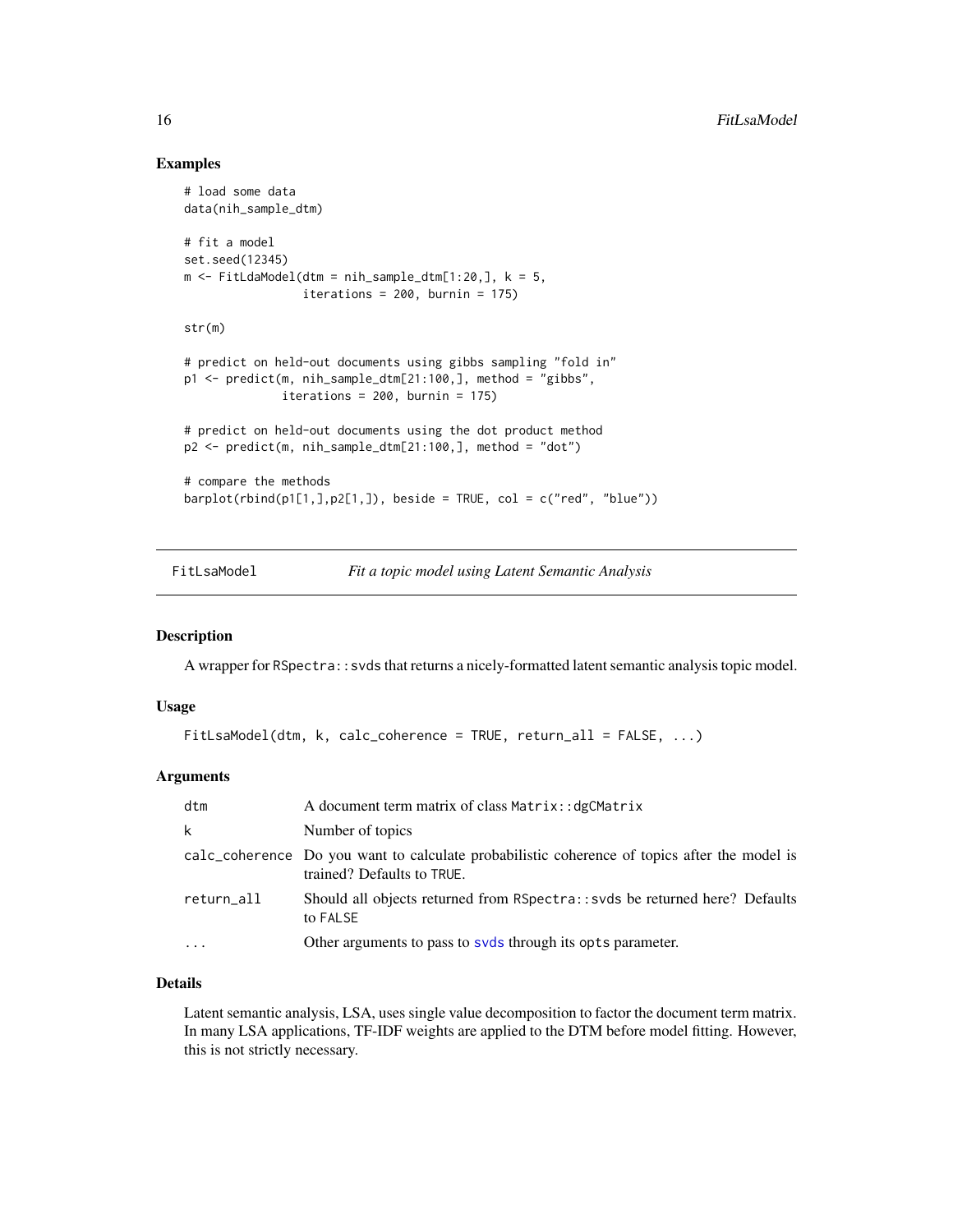## Examples

```
# load some data
data(nih_sample_dtm)

# fit a model
set.seed(12345)
m <- FitLdaModel(dtm = nih_sample_dtm[1:20,], k = 5,
                 iterations = 200, burnin = 175)

str(m)

# predict on held-out documents using gibbs sampling "fold in"
p1 <- predict(m, nih_sample_dtm[21:100,], method = "gibbs",
              iterations = 200, burnin = 175)

# predict on held-out documents using the dot product method
p2 <- predict(m, nih_sample_dtm[21:100,], method = "dot")

# compare the methods
barplot(rbind(p1[1,],p2[1,]), beside = TRUE, col = c("red", "blue"))
```

---

# FitLsaModel — *Fit a topic model using Latent Semantic Analysis*

---

## Description

A wrapper for `RSpectra::svds` that returns a nicely-formatted latent semantic analysis topic model.

## Usage

```
FitLsaModel(dtm, k, calc_coherence = TRUE, return_all = FALSE, ...)
```

## Arguments

| | |
|---|---|
| `dtm` | A document term matrix of class `Matrix::dgCMatrix` |
| `k` | Number of topics |
| `calc_coherence` | Do you want to calculate probabilistic coherence of topics after the model is trained? Defaults to `TRUE`. |
| `return_all` | Should all objects returned from `RSpectra::svds` be returned here? Defaults to `FALSE` |
| `...` | Other arguments to pass to `svds` through its `opts` parameter. |

## Details

Latent semantic analysis, LSA, uses single value decomposition to factor the document term matrix. In many LSA applications, TF-IDF weights are applied to the DTM before model fitting. However, this is not strictly necessary.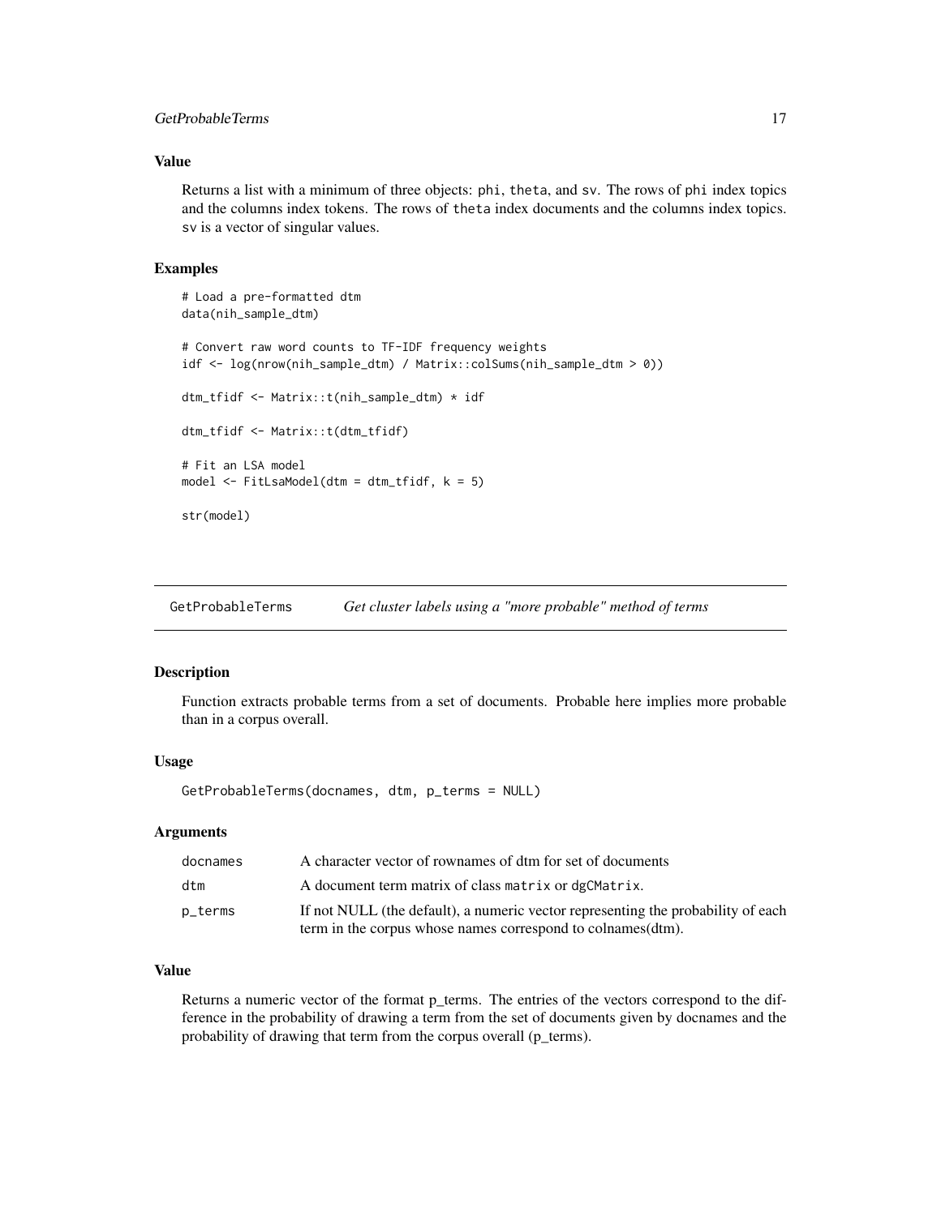### Value

Returns a list with a minimum of three objects: phi, theta, and sv. The rows of phi index topics and the columns index tokens. The rows of theta index documents and the columns index topics. sv is a vector of singular values.

### Examples

```
# Load a pre-formatted dtm
data(nih_sample_dtm)

# Convert raw word counts to TF-IDF frequency weights
idf <- log(nrow(nih_sample_dtm) / Matrix::colSums(nih_sample_dtm > 0))

dtm_tfidf <- Matrix::t(nih_sample_dtm) * idf

dtm_tfidf <- Matrix::t(dtm_tfidf)

# Fit an LSA model
model <- FitLsaModel(dtm = dtm_tfidf, k = 5)

str(model)
```

---

## GetProbableTerms &emsp; *Get cluster labels using a "more probable" method of terms*

---

### Description

Function extracts probable terms from a set of documents. Probable here implies more probable than in a corpus overall.

### Usage

```
GetProbableTerms(docnames, dtm, p_terms = NULL)
```

### Arguments

| | |
|---|---|
| docnames | A character vector of rownames of dtm for set of documents |
| dtm | A document term matrix of class matrix or dgCMatrix. |
| p_terms | If not NULL (the default), a numeric vector representing the probability of each term in the corpus whose names correspond to colnames(dtm). |

### Value

Returns a numeric vector of the format p_terms. The entries of the vectors correspond to the difference in the probability of drawing a term from the set of documents given by docnames and the probability of drawing that term from the corpus overall (p_terms).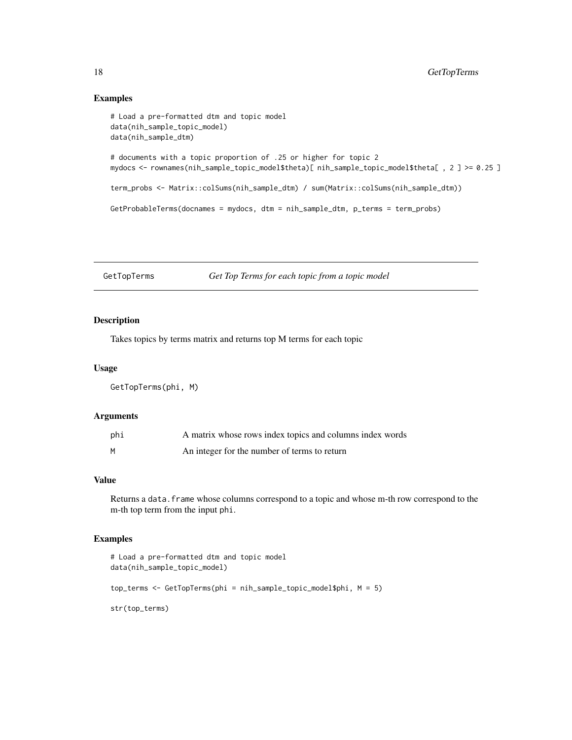## Examples

```
# Load a pre-formatted dtm and topic model
data(nih_sample_topic_model)
data(nih_sample_dtm)

# documents with a topic proportion of .25 or higher for topic 2
mydocs <- rownames(nih_sample_topic_model$theta)[ nih_sample_topic_model$theta[ , 2 ] >= 0.25 ]

term_probs <- Matrix::colSums(nih_sample_dtm) / sum(Matrix::colSums(nih_sample_dtm))

GetProbableTerms(docnames = mydocs, dtm = nih_sample_dtm, p_terms = term_probs)
```

---

# GetTopTerms — *Get Top Terms for each topic from a topic model*

---

## Description

Takes topics by terms matrix and returns top M terms for each topic

## Usage

```
GetTopTerms(phi, M)
```

## Arguments

| | |
|---|---|
| phi | A matrix whose rows index topics and columns index words |
| M | An integer for the number of terms to return |

## Value

Returns a `data.frame` whose columns correspond to a topic and whose m-th row correspond to the m-th top term from the input `phi`.

## Examples

```
# Load a pre-formatted dtm and topic model
data(nih_sample_topic_model)

top_terms <- GetTopTerms(phi = nih_sample_topic_model$phi, M = 5)

str(top_terms)
```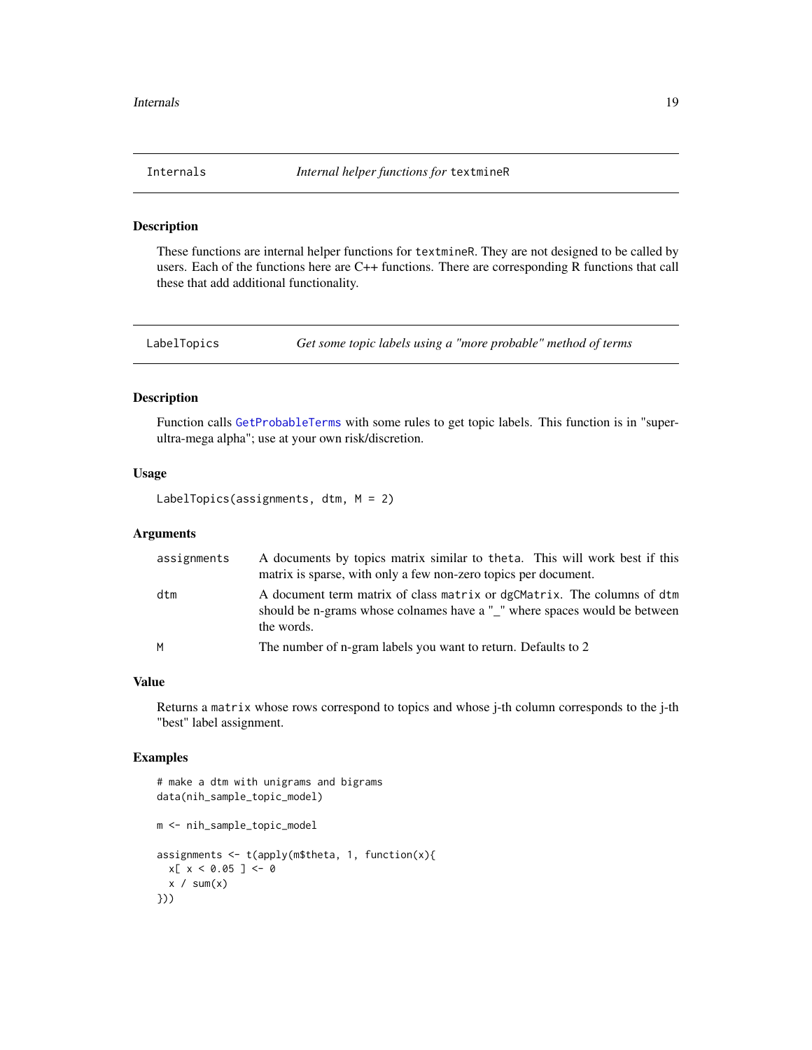## Internals — *Internal helper functions for* `textmineR`

### Description

These functions are internal helper functions for `textmineR`. They are not designed to be called by users. Each of the functions here are C++ functions. There are corresponding R functions that call these that add additional functionality.

## LabelTopics — *Get some topic labels using a "more probable" method of terms*

### Description

Function calls GetProbableTerms with some rules to get topic labels. This function is in "super-ultra-mega alpha"; use at your own risk/discretion.

### Usage

```
LabelTopics(assignments, dtm, M = 2)
```

### Arguments

| | |
|---|---|
| assignments | A documents by topics matrix similar to `theta`. This will work best if this matrix is sparse, with only a few non-zero topics per document. |
| dtm | A document term matrix of class `matrix` or `dgCMatrix`. The columns of `dtm` should be n-grams whose colnames have a "_" where spaces would be between the words. |
| M | The number of n-gram labels you want to return. Defaults to 2 |

### Value

Returns a `matrix` whose rows correspond to topics and whose j-th column corresponds to the j-th "best" label assignment.

### Examples

```
# make a dtm with unigrams and bigrams
data(nih_sample_topic_model)

m <- nih_sample_topic_model

assignments <- t(apply(m$theta, 1, function(x){
  x[ x < 0.05 ] <- 0
  x / sum(x)
}))
```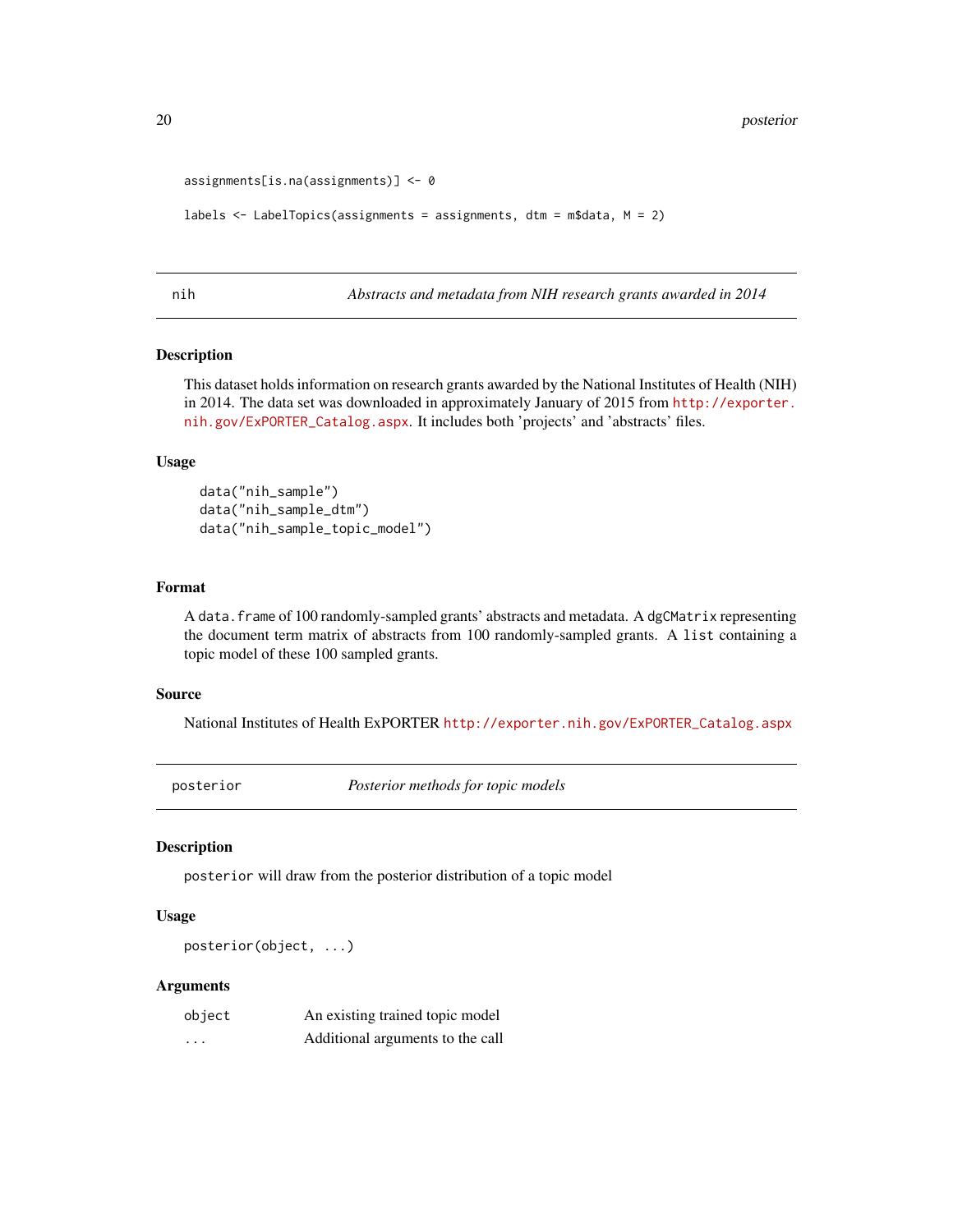```
assignments[is.na(assignments)] <- 0

labels <- LabelTopics(assignments = assignments, dtm = m$data, M = 2)
```

## nih — *Abstracts and metadata from NIH research grants awarded in 2014*

### Description

This dataset holds information on research grants awarded by the National Institutes of Health (NIH) in 2014. The data set was downloaded in approximately January of 2015 from http://exporter.nih.gov/ExPORTER_Catalog.aspx. It includes both 'projects' and 'abstracts' files.

### Usage

```
data("nih_sample")
data("nih_sample_dtm")
data("nih_sample_topic_model")
```

### Format

A `data.frame` of 100 randomly-sampled grants' abstracts and metadata. A `dgCMatrix` representing the document term matrix of abstracts from 100 randomly-sampled grants. A `list` containing a topic model of these 100 sampled grants.

### Source

National Institutes of Health ExPORTER http://exporter.nih.gov/ExPORTER_Catalog.aspx

## posterior — *Posterior methods for topic models*

### Description

`posterior` will draw from the posterior distribution of a topic model

### Usage

```
posterior(object, ...)
```

### Arguments

| | |
|---|---|
| `object` | An existing trained topic model |
| `...` | Additional arguments to the call |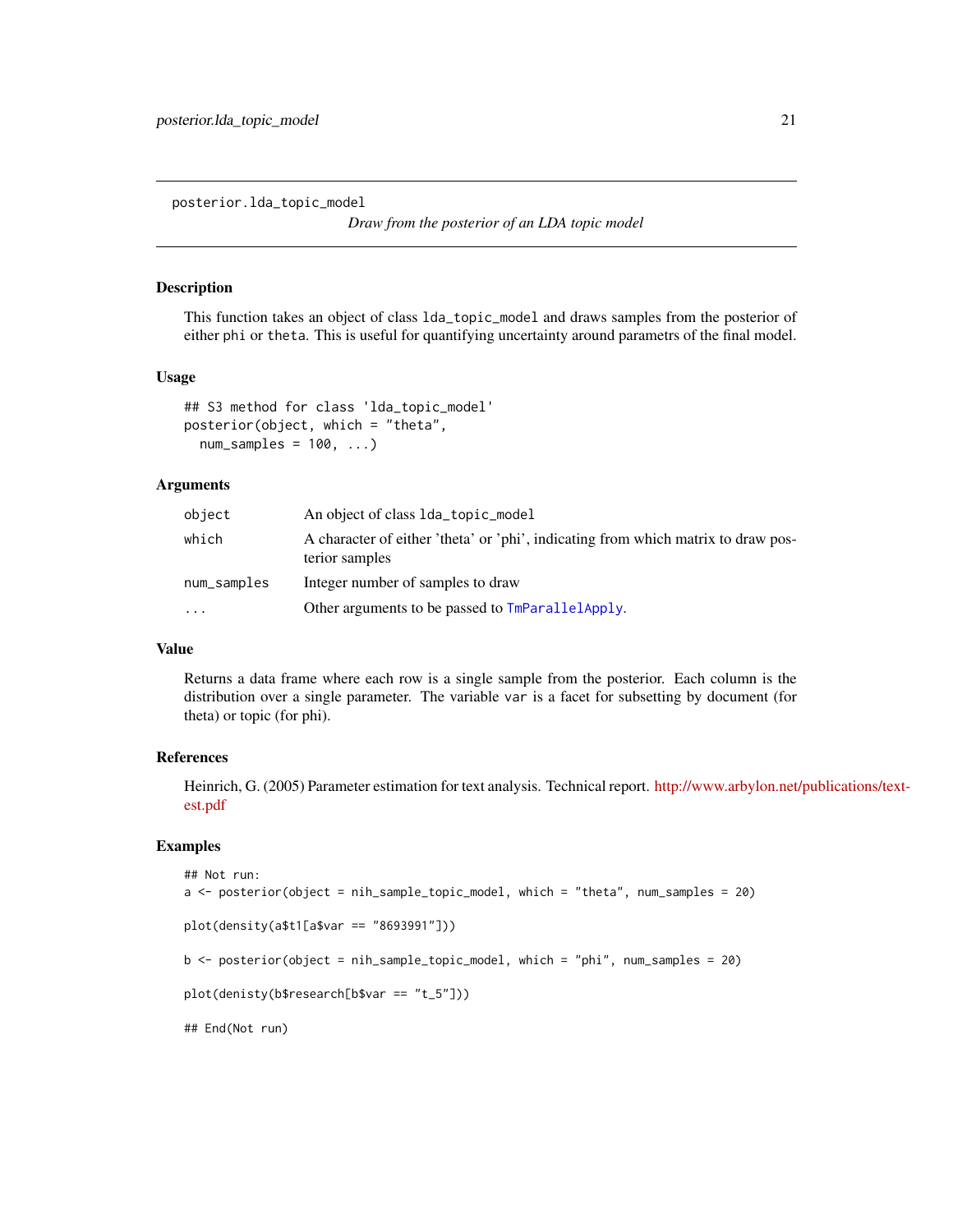## posterior.lda_topic_model

*Draw from the posterior of an LDA topic model*

### Description

This function takes an object of class `lda_topic_model` and draws samples from the posterior of either `phi` or `theta`. This is useful for quantifying uncertainty around parametrs of the final model.

### Usage

```
## S3 method for class 'lda_topic_model'
posterior(object, which = "theta",
  num_samples = 100, ...)
```

### Arguments

| | |
|---|---|
| `object` | An object of class `lda_topic_model` |
| `which` | A character of either 'theta' or 'phi', indicating from which matrix to draw posterior samples |
| `num_samples` | Integer number of samples to draw |
| `...` | Other arguments to be passed to `TmParallelApply`. |

### Value

Returns a data frame where each row is a single sample from the posterior. Each column is the distribution over a single parameter. The variable `var` is a facet for subsetting by document (for theta) or topic (for phi).

### References

Heinrich, G. (2005) Parameter estimation for text analysis. Technical report. http://www.arbylon.net/publications/text-est.pdf

### Examples

```
## Not run:
a <- posterior(object = nih_sample_topic_model, which = "theta", num_samples = 20)

plot(density(a$t1[a$var == "8693991"]))

b <- posterior(object = nih_sample_topic_model, which = "phi", num_samples = 20)

plot(denisty(b$research[b$var == "t_5"]))

## End(Not run)
```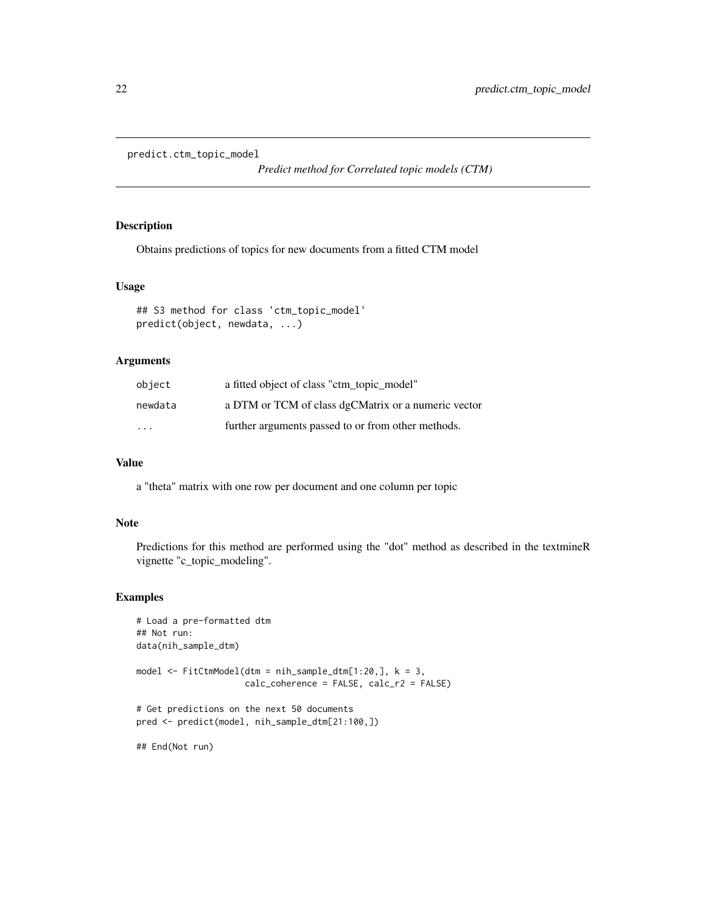```
predict.ctm_topic_model
```

*Predict method for Correlated topic models (CTM)*

## Description

Obtains predictions of topics for new documents from a fitted CTM model

## Usage

```
## S3 method for class 'ctm_topic_model'
predict(object, newdata, ...)
```

## Arguments

| | |
|---|---|
| `object` | a fitted object of class "ctm_topic_model" |
| `newdata` | a DTM or TCM of class dgCMatrix or a numeric vector |
| `...` | further arguments passed to or from other methods. |

## Value

a "theta" matrix with one row per document and one column per topic

## Note

Predictions for this method are performed using the "dot" method as described in the textmineR vignette "c_topic_modeling".

## Examples

```
# Load a pre-formatted dtm
## Not run:
data(nih_sample_dtm)

model <- FitCtmModel(dtm = nih_sample_dtm[1:20,], k = 3,
                     calc_coherence = FALSE, calc_r2 = FALSE)

# Get predictions on the next 50 documents
pred <- predict(model, nih_sample_dtm[21:100,])

## End(Not run)
```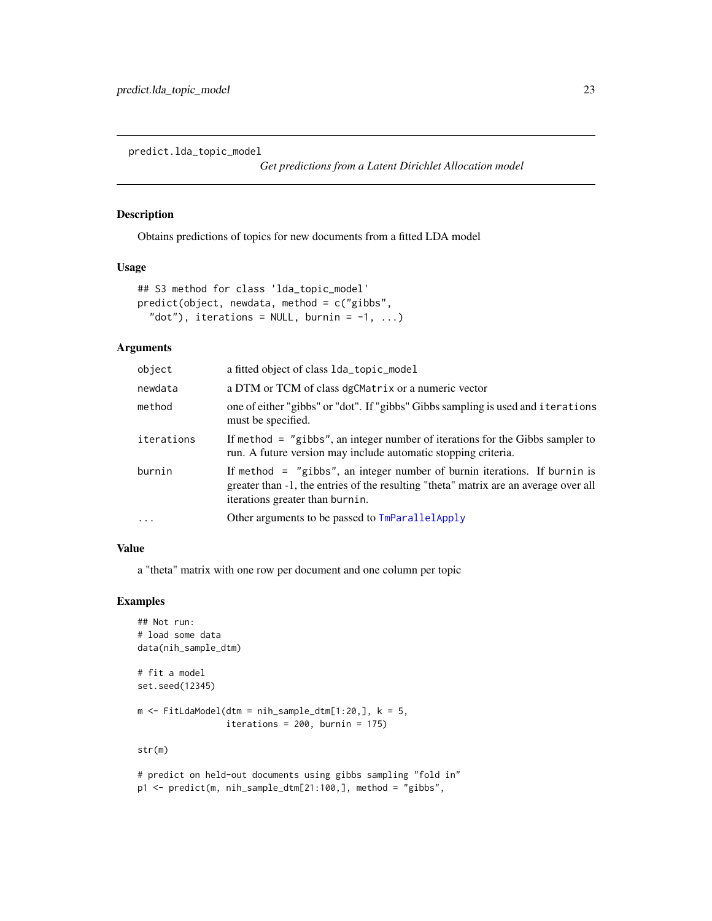`predict.lda_topic_model` *Get predictions from a Latent Dirichlet Allocation model*

## Description

Obtains predictions of topics for new documents from a fitted LDA model

## Usage

```
## S3 method for class 'lda_topic_model'
predict(object, newdata, method = c("gibbs",
  "dot"), iterations = NULL, burnin = -1, ...)
```

## Arguments

| | |
|---|---|
| `object` | a fitted object of class `lda_topic_model` |
| `newdata` | a DTM or TCM of class `dgCMatrix` or a numeric vector |
| `method` | one of either "gibbs" or "dot". If "gibbs" Gibbs sampling is used and `iterations` must be specified. |
| `iterations` | If `method = "gibbs"`, an integer number of iterations for the Gibbs sampler to run. A future version may include automatic stopping criteria. |
| `burnin` | If `method = "gibbs"`, an integer number of burnin iterations. If `burnin` is greater than -1, the entries of the resulting "theta" matrix are an average over all iterations greater than `burnin`. |
| `...` | Other arguments to be passed to `TmParallelApply` |

## Value

a "theta" matrix with one row per document and one column per topic

## Examples

```
## Not run:
# load some data
data(nih_sample_dtm)

# fit a model
set.seed(12345)

m <- FitLdaModel(dtm = nih_sample_dtm[1:20,], k = 5,
                 iterations = 200, burnin = 175)

str(m)

# predict on held-out documents using gibbs sampling "fold in"
p1 <- predict(m, nih_sample_dtm[21:100,], method = "gibbs",
```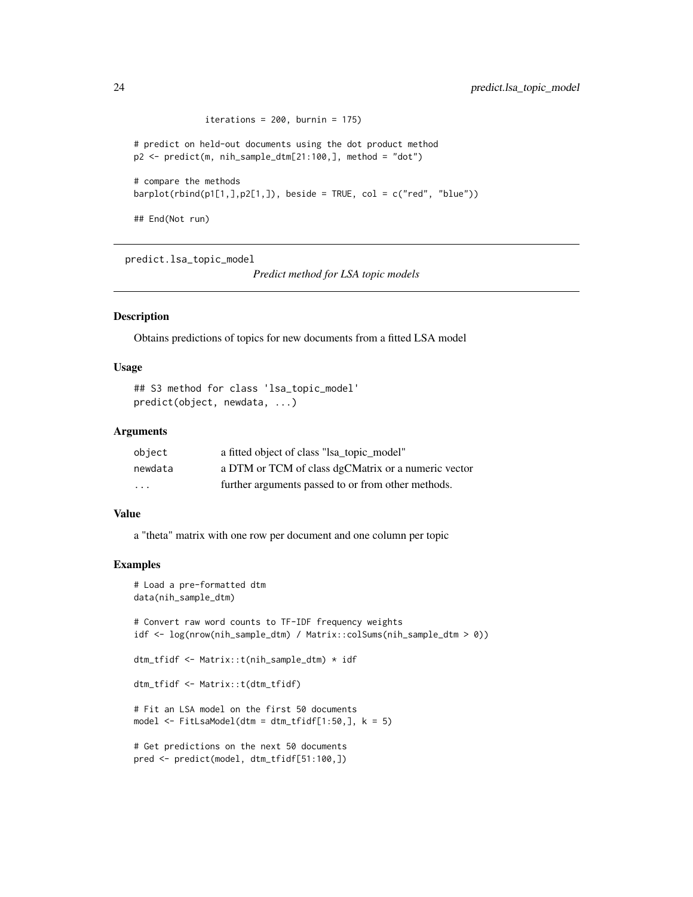```
              iterations = 200, burnin = 175)

# predict on held-out documents using the dot product method
p2 <- predict(m, nih_sample_dtm[21:100,], method = "dot")

# compare the methods
barplot(rbind(p1[1,],p2[1,]), beside = TRUE, col = c("red", "blue"))

## End(Not run)
```

---

## predict.lsa_topic_model

*Predict method for LSA topic models*

---

### Description

Obtains predictions of topics for new documents from a fitted LSA model

### Usage

```
## S3 method for class 'lsa_topic_model'
predict(object, newdata, ...)
```

### Arguments

| | |
|---|---|
| `object` | a fitted object of class "lsa_topic_model" |
| `newdata` | a DTM or TCM of class dgCMatrix or a numeric vector |
| `...` | further arguments passed to or from other methods. |

### Value

a "theta" matrix with one row per document and one column per topic

### Examples

```
# Load a pre-formatted dtm
data(nih_sample_dtm)

# Convert raw word counts to TF-IDF frequency weights
idf <- log(nrow(nih_sample_dtm) / Matrix::colSums(nih_sample_dtm > 0))

dtm_tfidf <- Matrix::t(nih_sample_dtm) * idf

dtm_tfidf <- Matrix::t(dtm_tfidf)

# Fit an LSA model on the first 50 documents
model <- FitLsaModel(dtm = dtm_tfidf[1:50,], k = 5)

# Get predictions on the next 50 documents
pred <- predict(model, dtm_tfidf[51:100,])
```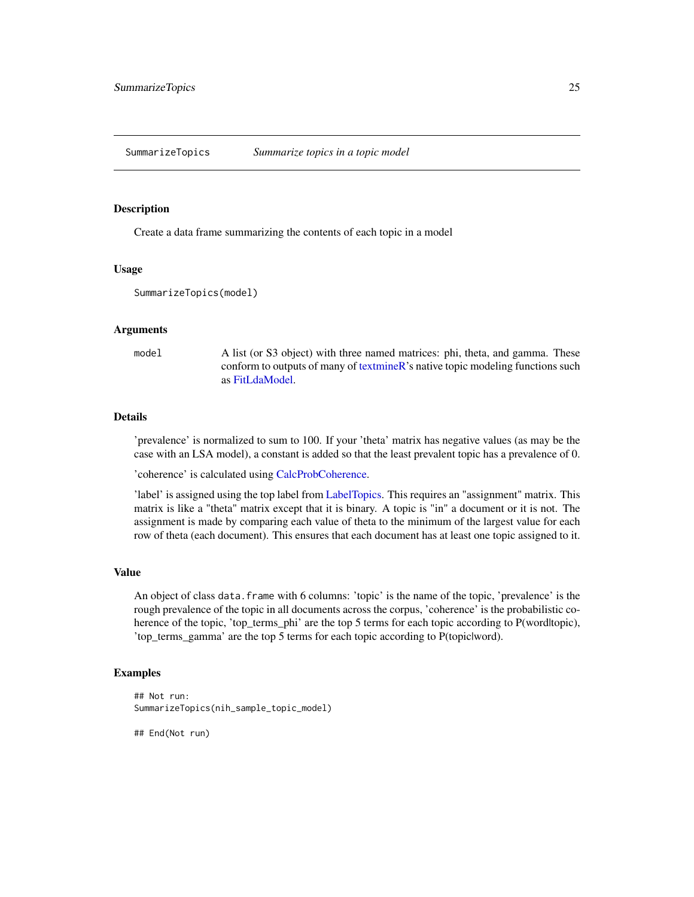## SummarizeTopics — *Summarize topics in a topic model*

### Description

Create a data frame summarizing the contents of each topic in a model

### Usage

```
SummarizeTopics(model)
```

### Arguments

| | |
|---|---|
| model | A list (or S3 object) with three named matrices: phi, theta, and gamma. These conform to outputs of many of textmineR's native topic modeling functions such as FitLdaModel. |

### Details

'prevalence' is normalized to sum to 100. If your 'theta' matrix has negative values (as may be the case with an LSA model), a constant is added so that the least prevalent topic has a prevalence of 0.

'coherence' is calculated using CalcProbCoherence.

'label' is assigned using the top label from LabelTopics. This requires an "assignment" matrix. This matrix is like a "theta" matrix except that it is binary. A topic is "in" a document or it is not. The assignment is made by comparing each value of theta to the minimum of the largest value for each row of theta (each document). This ensures that each document has at least one topic assigned to it.

### Value

An object of class `data.frame` with 6 columns: 'topic' is the name of the topic, 'prevalence' is the rough prevalence of the topic in all documents across the corpus, 'coherence' is the probabilistic coherence of the topic, 'top_terms_phi' are the top 5 terms for each topic according to P(word|topic), 'top_terms_gamma' are the top 5 terms for each topic according to P(topic|word).

### Examples

```
## Not run:
SummarizeTopics(nih_sample_topic_model)

## End(Not run)
```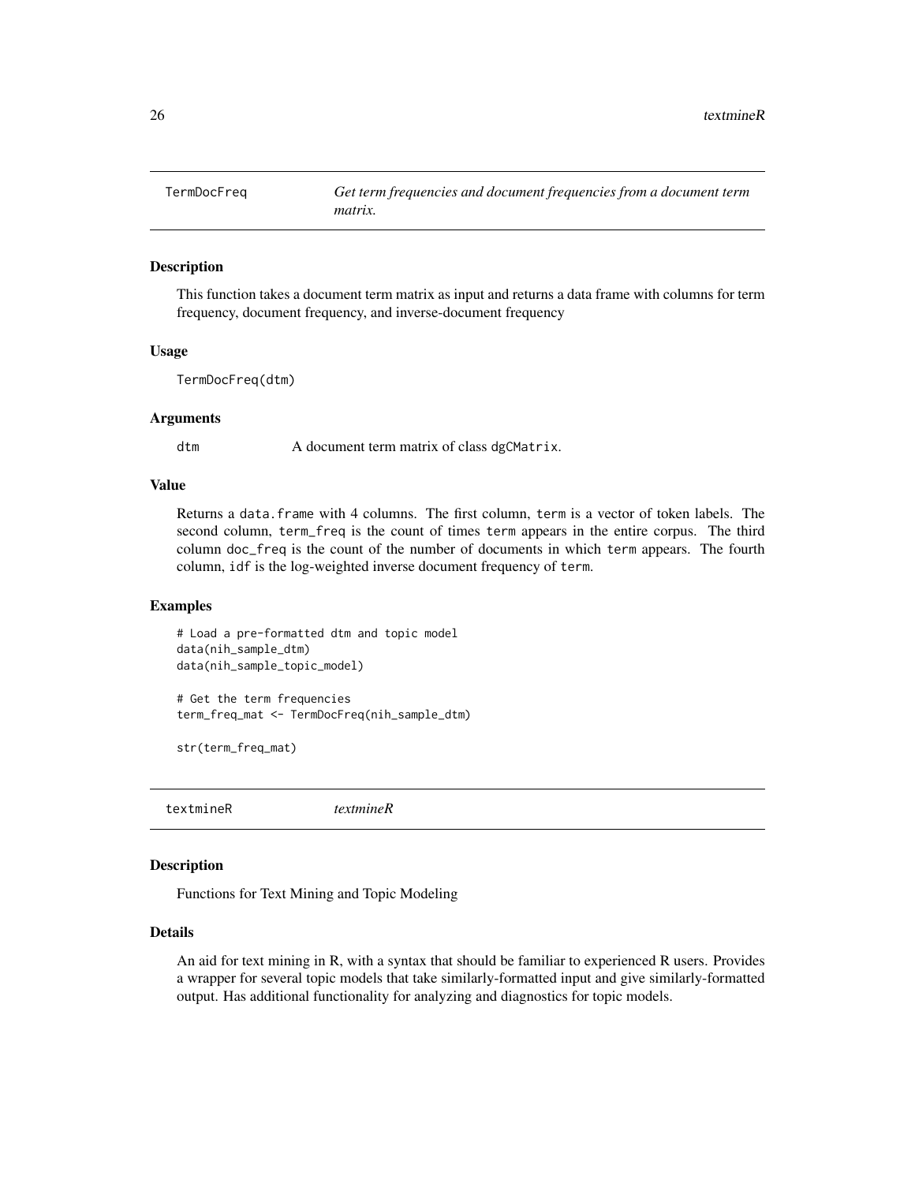## TermDocFreq — *Get term frequencies and document frequencies from a document term matrix.*

### Description

This function takes a document term matrix as input and returns a data frame with columns for term frequency, document frequency, and inverse-document frequency

### Usage

```
TermDocFreq(dtm)
```

### Arguments

| | |
|---|---|
| `dtm` | A document term matrix of class `dgCMatrix`. |

### Value

Returns a `data.frame` with 4 columns. The first column, `term` is a vector of token labels. The second column, `term_freq` is the count of times `term` appears in the entire corpus. The third column `doc_freq` is the count of the number of documents in which `term` appears. The fourth column, `idf` is the log-weighted inverse document frequency of `term`.

### Examples

```
# Load a pre-formatted dtm and topic model
data(nih_sample_dtm)
data(nih_sample_topic_model)

# Get the term frequencies
term_freq_mat <- TermDocFreq(nih_sample_dtm)

str(term_freq_mat)
```

## textmineR — *textmineR*

### Description

Functions for Text Mining and Topic Modeling

### Details

An aid for text mining in R, with a syntax that should be familiar to experienced R users. Provides a wrapper for several topic models that take similarly-formatted input and give similarly-formatted output. Has additional functionality for analyzing and diagnostics for topic models.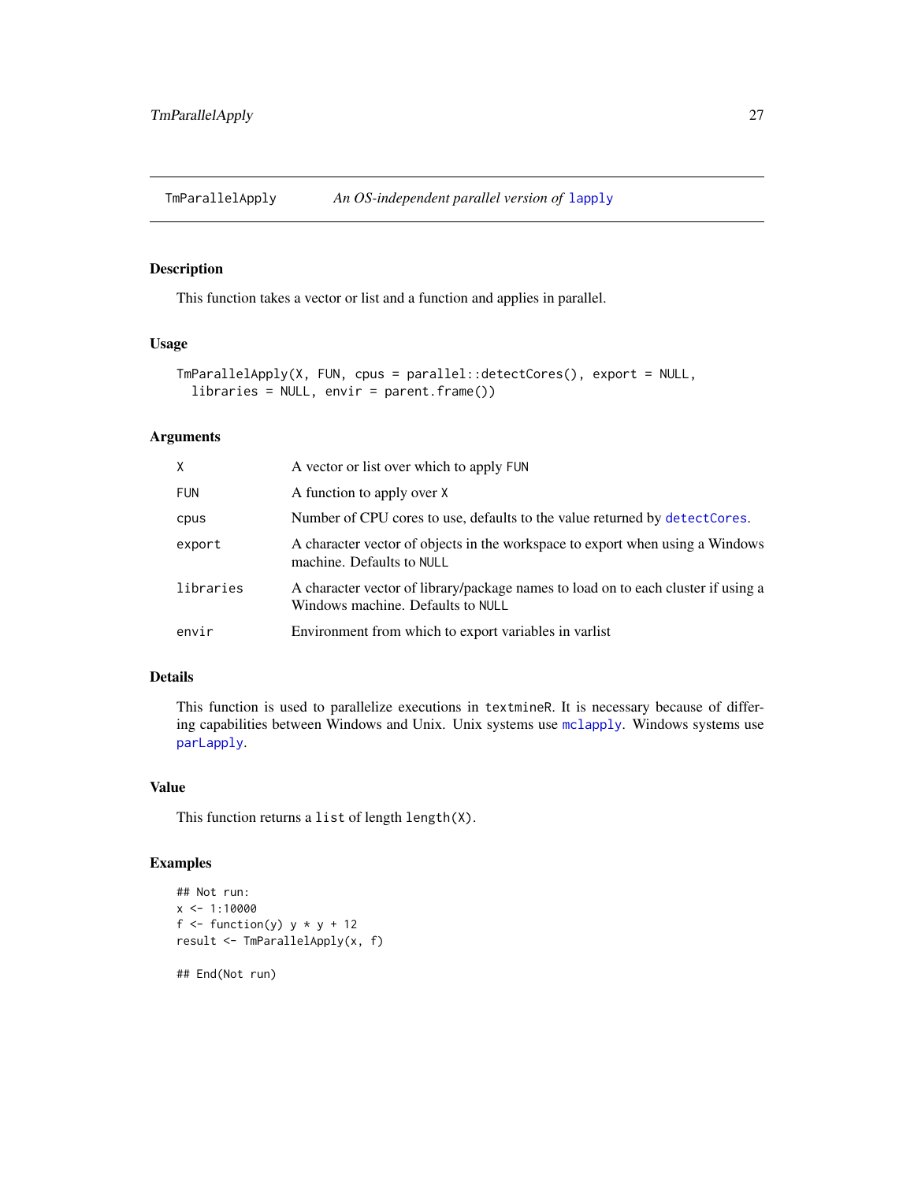# TmParallelApply — *An OS-independent parallel version of* `lapply`

## Description

This function takes a vector or list and a function and applies in parallel.

## Usage

```
TmParallelApply(X, FUN, cpus = parallel::detectCores(), export = NULL,
  libraries = NULL, envir = parent.frame())
```

## Arguments

| | |
|---|---|
| `X` | A vector or list over which to apply `FUN` |
| `FUN` | A function to apply over `X` |
| `cpus` | Number of CPU cores to use, defaults to the value returned by `detectCores`. |
| `export` | A character vector of objects in the workspace to export when using a Windows machine. Defaults to `NULL` |
| `libraries` | A character vector of library/package names to load on to each cluster if using a Windows machine. Defaults to `NULL` |
| `envir` | Environment from which to export variables in varlist |

## Details

This function is used to parallelize executions in `textmineR`. It is necessary because of differing capabilities between Windows and Unix. Unix systems use `mclapply`. Windows systems use `parLapply`.

## Value

This function returns a `list` of length `length(X)`.

## Examples

```
## Not run:
x <- 1:10000
f <- function(y) y * y + 12
result <- TmParallelApply(x, f)

## End(Not run)
```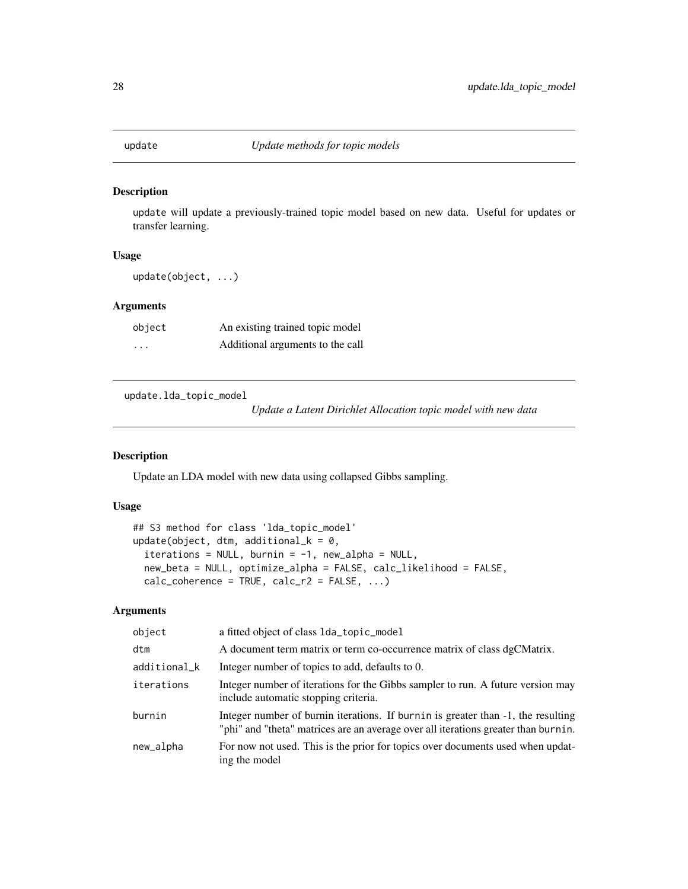## update — *Update methods for topic models*

### Description

`update` will update a previously-trained topic model based on new data. Useful for updates or transfer learning.

### Usage

```
update(object, ...)
```

### Arguments

| | |
|---|---|
| `object` | An existing trained topic model |
| `...` | Additional arguments to the call |

## update.lda_topic_model — *Update a Latent Dirichlet Allocation topic model with new data*

### Description

Update an LDA model with new data using collapsed Gibbs sampling.

### Usage

```
## S3 method for class 'lda_topic_model'
update(object, dtm, additional_k = 0,
  iterations = NULL, burnin = -1, new_alpha = NULL,
  new_beta = NULL, optimize_alpha = FALSE, calc_likelihood = FALSE,
  calc_coherence = TRUE, calc_r2 = FALSE, ...)
```

### Arguments

| | |
|---|---|
| `object` | a fitted object of class `lda_topic_model` |
| `dtm` | A document term matrix or term co-occurrence matrix of class dgCMatrix. |
| `additional_k` | Integer number of topics to add, defaults to 0. |
| `iterations` | Integer number of iterations for the Gibbs sampler to run. A future version may include automatic stopping criteria. |
| `burnin` | Integer number of burnin iterations. If `burnin` is greater than -1, the resulting "phi" and "theta" matrices are an average over all iterations greater than `burnin`. |
| `new_alpha` | For now not used. This is the prior for topics over documents used when updating the model |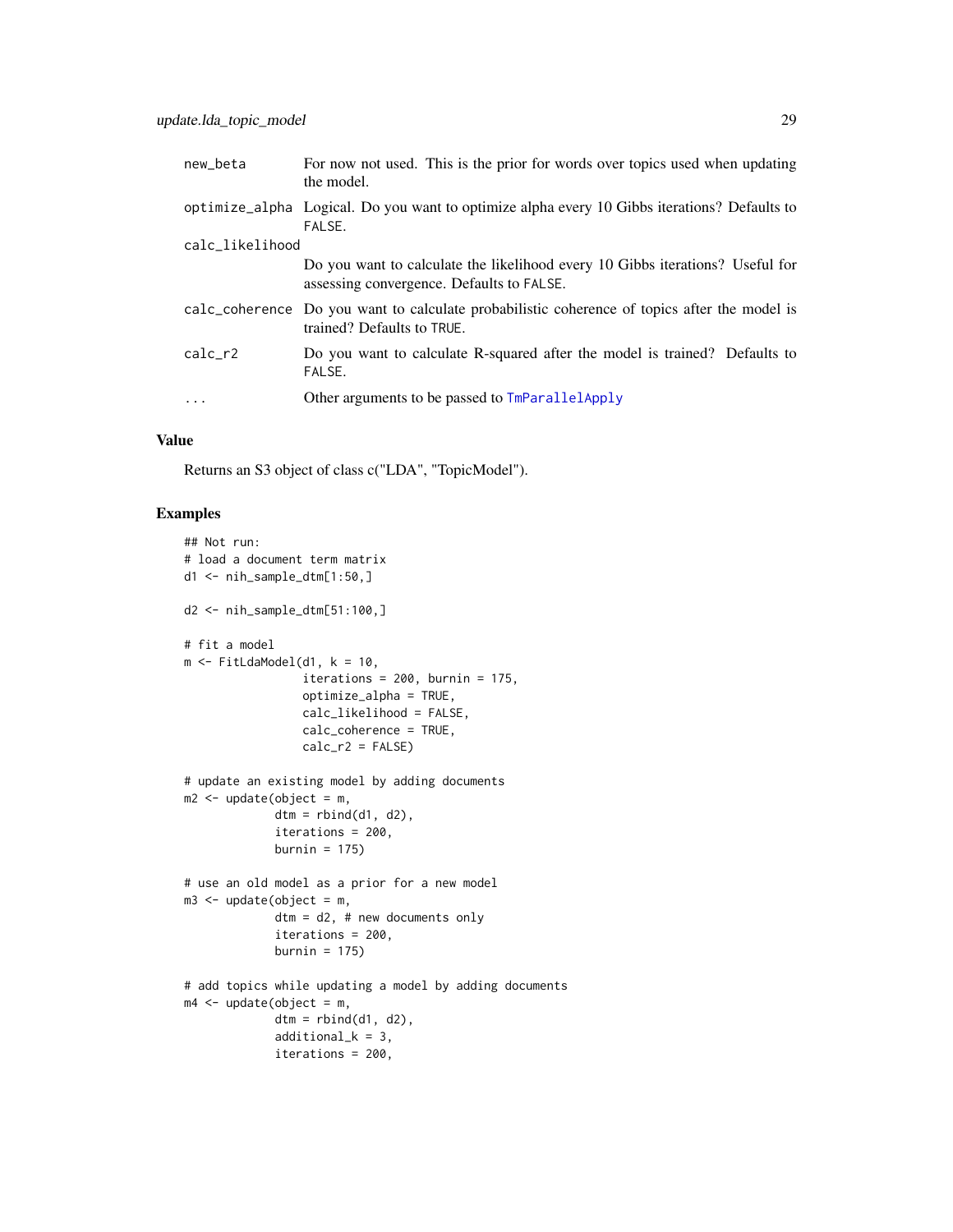| | |
|---|---|
| new_beta | For now not used. This is the prior for words over topics used when updating the model. |
| optimize_alpha | Logical. Do you want to optimize alpha every 10 Gibbs iterations? Defaults to FALSE. |
| calc_likelihood | Do you want to calculate the likelihood every 10 Gibbs iterations? Useful for assessing convergence. Defaults to FALSE. |
| calc_coherence | Do you want to calculate probabilistic coherence of topics after the model is trained? Defaults to TRUE. |
| calc_r2 | Do you want to calculate R-squared after the model is trained? Defaults to FALSE. |
| ... | Other arguments to be passed to TmParallelApply |

## Value

Returns an S3 object of class c("LDA", "TopicModel").

## Examples

```
## Not run:
# load a document term matrix
d1 <- nih_sample_dtm[1:50,]

d2 <- nih_sample_dtm[51:100,]

# fit a model
m <- FitLdaModel(d1, k = 10,
                 iterations = 200, burnin = 175,
                 optimize_alpha = TRUE,
                 calc_likelihood = FALSE,
                 calc_coherence = TRUE,
                 calc_r2 = FALSE)

# update an existing model by adding documents
m2 <- update(object = m,
             dtm = rbind(d1, d2),
             iterations = 200,
             burnin = 175)

# use an old model as a prior for a new model
m3 <- update(object = m,
             dtm = d2, # new documents only
             iterations = 200,
             burnin = 175)

# add topics while updating a model by adding documents
m4 <- update(object = m,
             dtm = rbind(d1, d2),
             additional_k = 3,
             iterations = 200,
```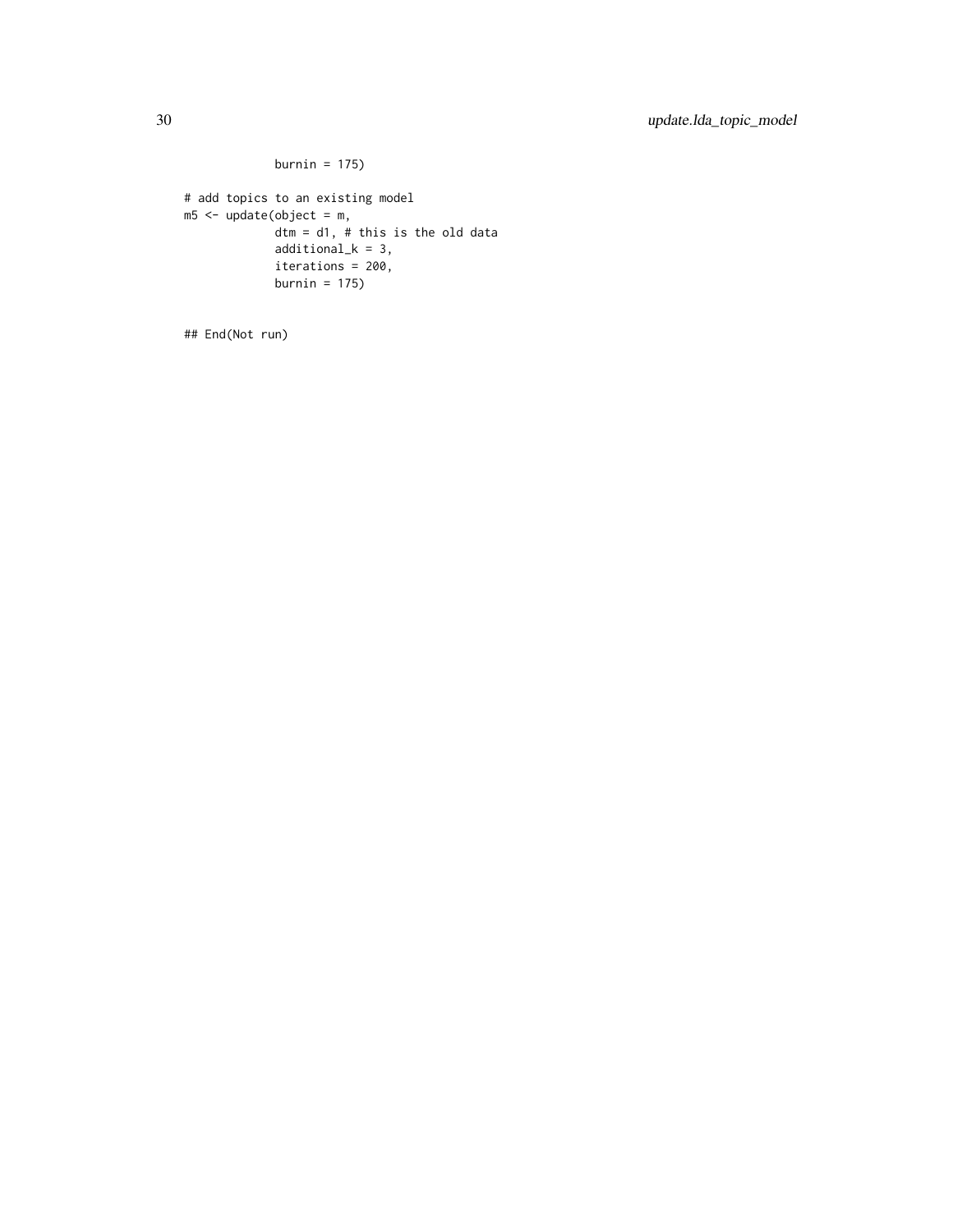```
            burnin = 175)

# add topics to an existing model
m5 <- update(object = m,
             dtm = d1, # this is the old data
             additional_k = 3,
             iterations = 200,
             burnin = 175)


## End(Not run)
```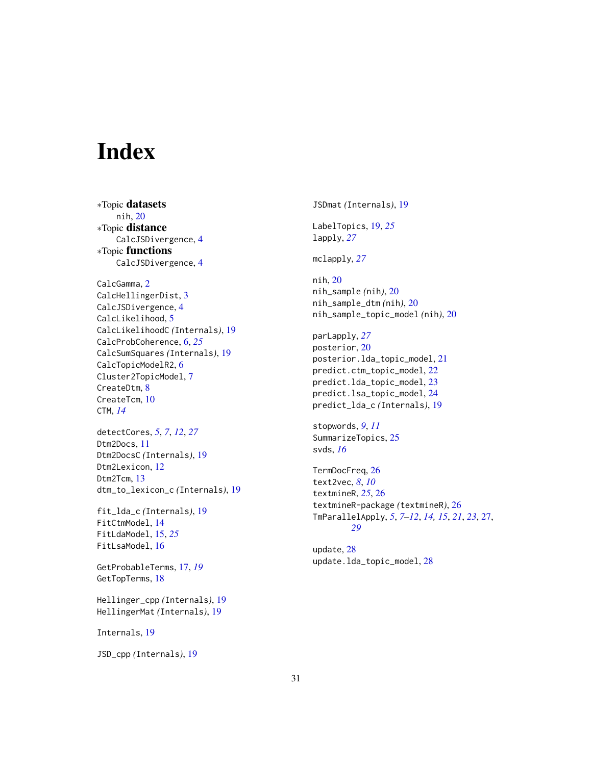# Index

∗Topic **datasets**
  nih, 20

∗Topic **distance**
  CalcJSDivergence, 4

∗Topic **functions**
  CalcJSDivergence, 4

CalcGamma, 2
CalcHellingerDist, 3
CalcJSDivergence, 4
CalcLikelihood, 5
CalcLikelihoodC *(Internals)*, 19
CalcProbCoherence, 6, *25*
CalcSumSquares *(Internals)*, 19
CalcTopicModelR2, 6
Cluster2TopicModel, 7
CreateDtm, 8
CreateTcm, 10
CTM, *14*

detectCores, *5*, *7*, *12*, *27*
Dtm2Docs, 11
Dtm2DocsC *(Internals)*, 19
Dtm2Lexicon, 12
Dtm2Tcm, 13
dtm_to_lexicon_c *(Internals)*, 19

fit_lda_c *(Internals)*, 19
FitCtmModel, 14
FitLdaModel, 15, *25*
FitLsaModel, 16

GetProbableTerms, 17, *19*
GetTopTerms, 18

Hellinger_cpp *(Internals)*, 19
HellingerMat *(Internals)*, 19

Internals, 19

JSD_cpp *(Internals)*, 19
JSDmat *(Internals)*, 19

LabelTopics, 19, *25*
lapply, *27*

mclapply, *27*

nih, 20
nih_sample *(nih)*, 20
nih_sample_dtm *(nih)*, 20
nih_sample_topic_model *(nih)*, 20

parLapply, *27*
posterior, 20
posterior.lda_topic_model, 21
predict.ctm_topic_model, 22
predict.lda_topic_model, 23
predict.lsa_topic_model, 24
predict_lda_c *(Internals)*, 19

stopwords, *9*, *11*
SummarizeTopics, 25
svds, *16*

TermDocFreq, 26
text2vec, *8*, *10*
textmineR, *25*, 26
textmineR-package *(textmineR)*, 26
TmParallelApply, *5*, *7–12*, *14, 15*, *21*, *23*, 27, *29*

update, 28
update.lda_topic_model, 28